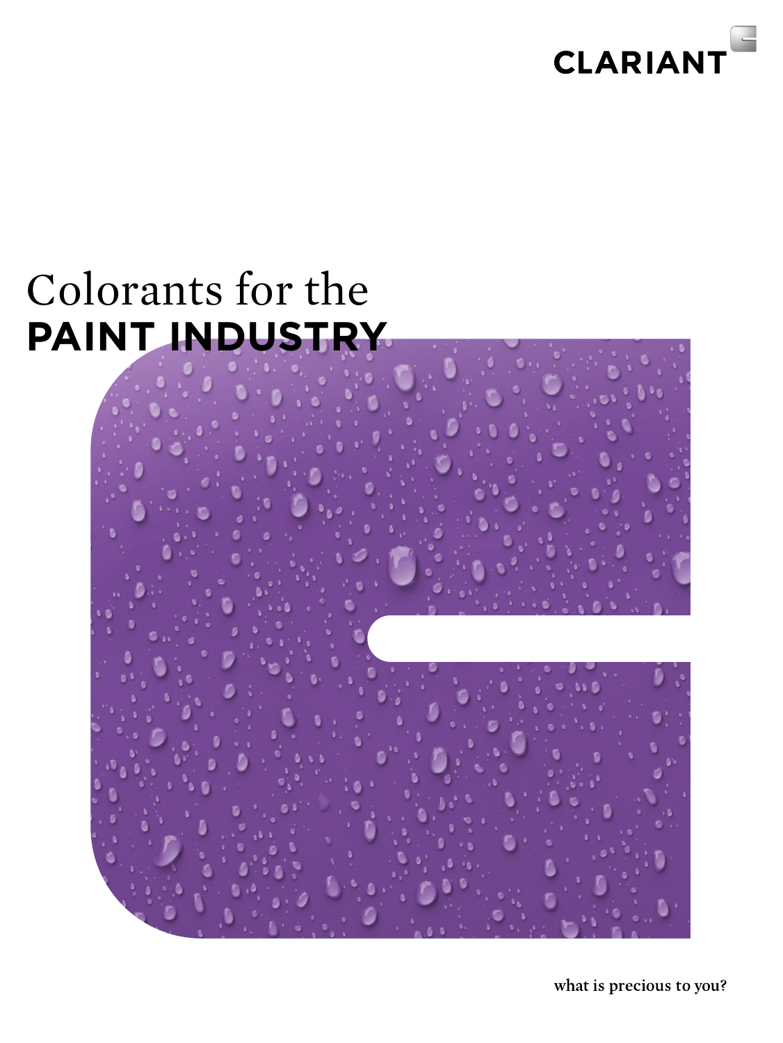CLARIANT

# Colorants for the **PAINT INDUSTRY**

what is precious to you?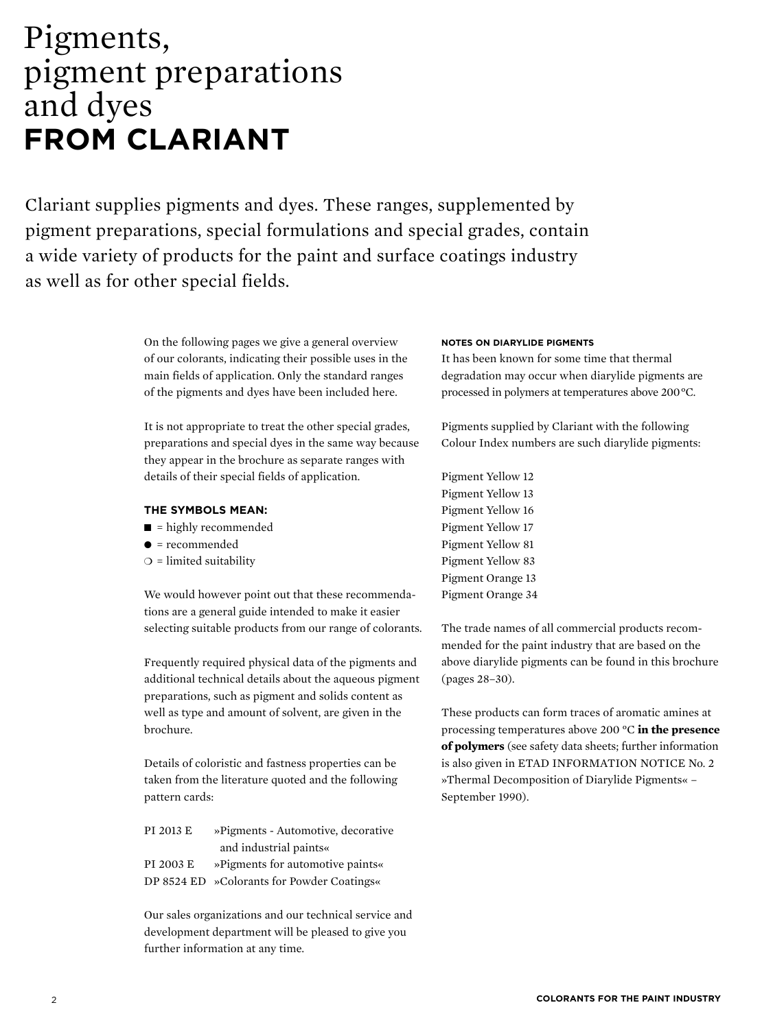# Pigments, pigment preparations and dyes **FROM CLARIANT**

Clariant supplies pigments and dyes. These ranges, supplemented by pigment preparations, special formulations and special grades, contain a wide variety of products for the paint and surface coatings industry as well as for other special fields.

On the following pages we give a general overview of our colorants, indicating their possible uses in the main fields of application. Only the standard ranges of the pigments and dyes have been included here.

It is not appropriate to treat the other special grades, preparations and special dyes in the same way because they appear in the brochure as separate ranges with details of their special fields of application.

**THE SYMBOLS MEAN:**

■ = highly recommended
● = recommended
❍ = limited suitability

We would however point out that these recommendations are a general guide intended to make it easier selecting suitable products from our range of colorants.

Frequently required physical data of the pigments and additional technical details about the aqueous pigment preparations, such as pigment and solids content as well as type and amount of solvent, are given in the brochure.

Details of coloristic and fastness properties can be taken from the literature quoted and the following pattern cards:

| | |
|---|---|
| PI 2013 E | »Pigments - Automotive, decorative and industrial paints« |
| PI 2003 E | »Pigments for automotive paints« |
| DP 8524 ED | »Colorants for Powder Coatings« |

Our sales organizations and our technical service and development department will be pleased to give you further information at any time.

**NOTES ON DIARYLIDE PIGMENTS**

It has been known for some time that thermal degradation may occur when diarylide pigments are processed in polymers at temperatures above 200 °C.

Pigments supplied by Clariant with the following Colour Index numbers are such diarylide pigments:

Pigment Yellow 12
Pigment Yellow 13
Pigment Yellow 16
Pigment Yellow 17
Pigment Yellow 81
Pigment Yellow 83
Pigment Orange 13
Pigment Orange 34

The trade names of all commercial products recommended for the paint industry that are based on the above diarylide pigments can be found in this brochure (pages 28–30).

These products can form traces of aromatic amines at processing temperatures above 200 °C **in the presence of polymers** (see safety data sheets; further information is also given in ETAD INFORMATION NOTICE No. 2 »Thermal Decomposition of Diarylide Pigments« – September 1990).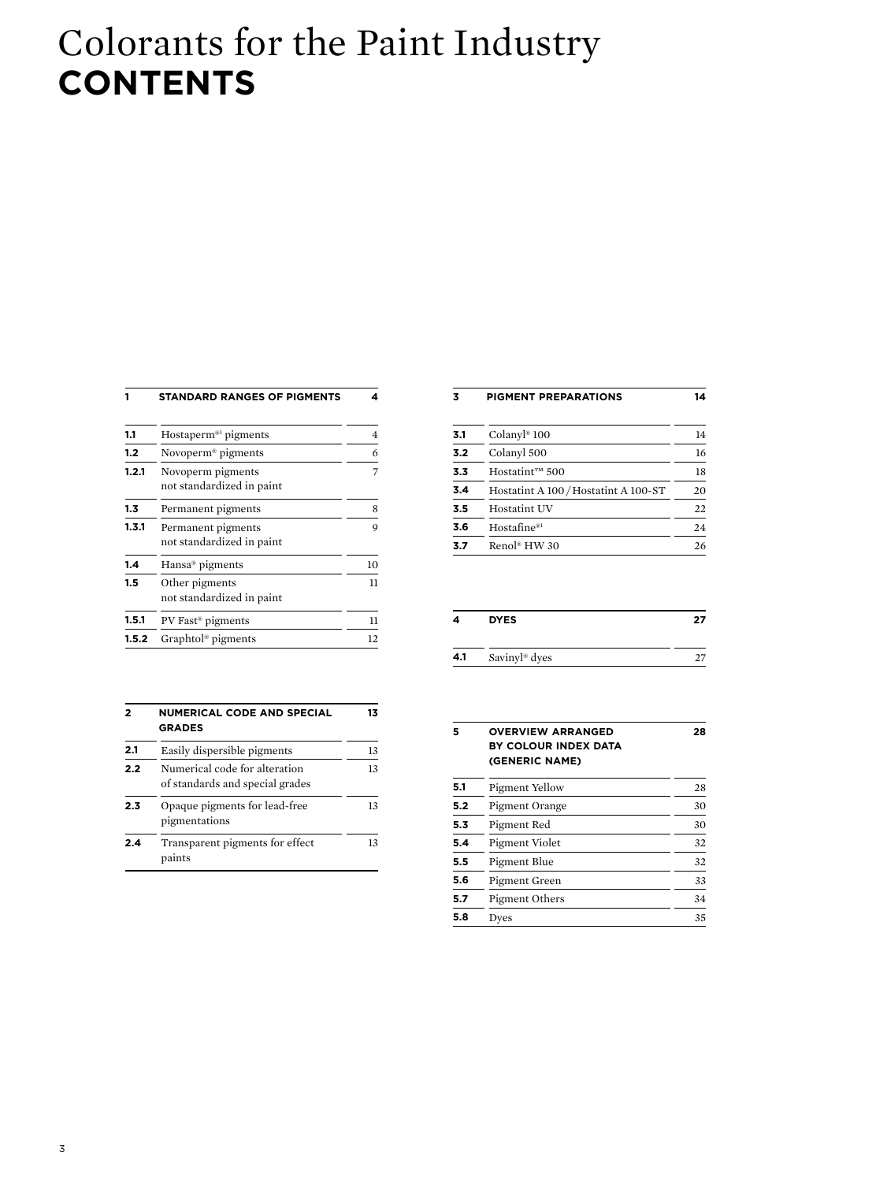# Colorants for the Paint Industry
# CONTENTS

| 1 | STANDARD RANGES OF PIGMENTS | 4 |
|---|---|---|
| 1.1 | Hostaperm®1 pigments | 4 |
| 1.2 | Novoperm® pigments | 6 |
| 1.2.1 | Novoperm pigments not standardized in paint | 7 |
| 1.3 | Permanent pigments | 8 |
| 1.3.1 | Permanent pigments not standardized in paint | 9 |
| 1.4 | Hansa® pigments | 10 |
| 1.5 | Other pigments not standardized in paint | 11 |
| 1.5.1 | PV Fast® pigments | 11 |
| 1.5.2 | Graphtol® pigments | 12 |

| 2 | NUMERICAL CODE AND SPECIAL GRADES | 13 |
|---|---|---|
| 2.1 | Easily dispersible pigments | 13 |
| 2.2 | Numerical code for alteration of standards and special grades | 13 |
| 2.3 | Opaque pigments for lead-free pigmentations | 13 |
| 2.4 | Transparent pigments for effect paints | 13 |

| 3 | PIGMENT PREPARATIONS | 14 |
|---|---|---|
| 3.1 | Colanyl® 100 | 14 |
| 3.2 | Colanyl 500 | 16 |
| 3.3 | Hostatint™ 500 | 18 |
| 3.4 | Hostatint A 100 / Hostatint A 100-ST | 20 |
| 3.5 | Hostatint UV | 22 |
| 3.6 | Hostafine®1 | 24 |
| 3.7 | Renol® HW 30 | 26 |

| 4 | DYES | 27 |
|---|---|---|
| 4.1 | Savinyl® dyes | 27 |

| 5 | OVERVIEW ARRANGED BY COLOUR INDEX DATA (GENERIC NAME) | 28 |
|---|---|---|
| 5.1 | Pigment Yellow | 28 |
| 5.2 | Pigment Orange | 30 |
| 5.3 | Pigment Red | 30 |
| 5.4 | Pigment Violet | 32 |
| 5.5 | Pigment Blue | 32 |
| 5.6 | Pigment Green | 33 |
| 5.7 | Pigment Others | 34 |
| 5.8 | Dyes | 35 |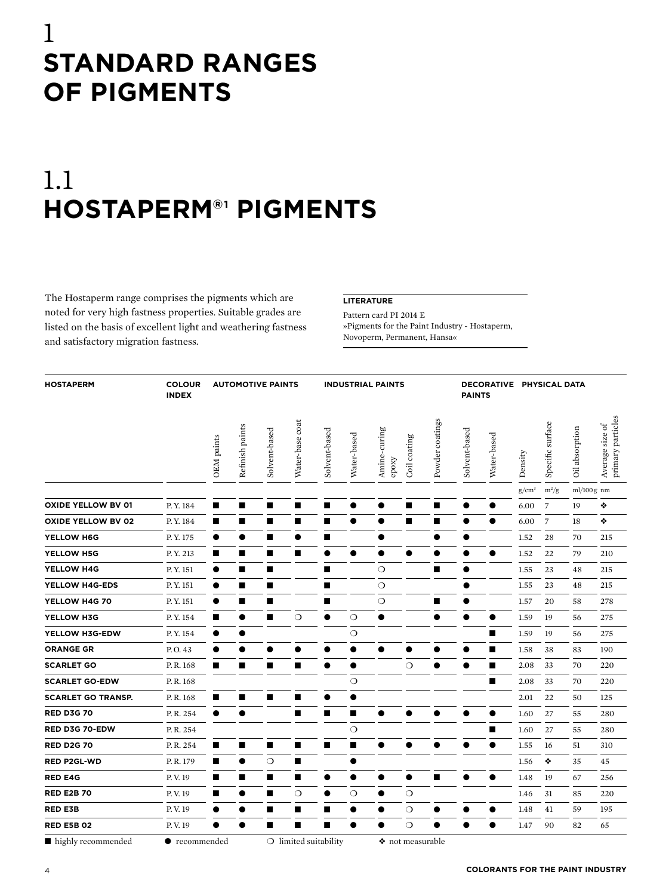# 1 STANDARD RANGES OF PIGMENTS

## 1.1 HOSTAPERM®[1] PIGMENTS

The Hostaperm range comprises the pigments which are noted for very high fastness properties. Suitable grades are listed on the basis of excellent light and weathering fastness and satisfactory migration fastness.

**LITERATURE**

Pattern card PI 2014 E
»Pigments for the Paint Industry - Hostaperm, Novoperm, Permanent, Hansa«

| HOSTAPERM | COLOUR INDEX | AUTOMOTIVE PAINTS | | | | INDUSTRIAL PAINTS | | | | | DECORATIVE PAINTS | | PHYSICAL DATA | | | |
|---|---|---|---|---|---|---|---|---|---|---|---|---|---|---|---|---|
| | | OEM paints | Refinish paints | Solvent-based | Water-base coat | Solvent-based | Water-based | Amine-curing epoxy | Coil coating | Powder coatings | Solvent-based | Water-based | Density | Specific surface | Oil absorption | Average size of primary particles |
| | | | | | | | | | | | | | g/cm³ | m²/g | ml/100 g | nm |
| **OXIDE YELLOW BV 01** | P. Y. 184 | ■ | ■ | ■ | ■ | ■ | ● | ● | ■ | ■ | ● | ● | 6.00 | 7 | 19 | ❖ |
| **OXIDE YELLOW BV 02** | P. Y. 184 | ■ | ■ | ■ | ■ | ■ | ● | ● | ■ | ■ | ● | ● | 6.00 | 7 | 18 | ❖ |
| **YELLOW H6G** | P. Y. 175 | ● | ● | ■ | ● | ■ | | ● | | ● | ● | | 1.52 | 28 | 70 | 215 |
| **YELLOW H5G** | P. Y. 213 | ■ | ■ | ■ | ■ | ● | ● | ● | ● | ● | ● | ● | 1.52 | 22 | 79 | 210 |
| **YELLOW H4G** | P. Y. 151 | ● | ■ | ■ | | ■ | | ❍ | | ■ | ● | | 1.55 | 23 | 48 | 215 |
| **YELLOW H4G-EDS** | P. Y. 151 | ● | ■ | ■ | | ■ | | ❍ | | | ● | | 1.55 | 23 | 48 | 215 |
| **YELLOW H4G 70** | P. Y. 151 | ● | ■ | ■ | | ■ | | ❍ | | ■ | ● | | 1.57 | 20 | 58 | 278 |
| **YELLOW H3G** | P. Y. 154 | ■ | ● | ■ | ❍ | ● | ❍ | ● | | ● | ● | ● | 1.59 | 19 | 56 | 275 |
| **YELLOW H3G-EDW** | P. Y. 154 | ● | ● | | | | ❍ | | | | | ■ | 1.59 | 19 | 56 | 275 |
| **ORANGE GR** | P. O. 43 | ● | ● | ● | ● | ● | ● | ● | ● | ● | ● | ■ | 1.58 | 38 | 83 | 190 |
| **SCARLET GO** | P. R. 168 | ■ | ■ | ■ | ■ | ● | ● | | ❍ | ● | ● | ■ | 2.08 | 33 | 70 | 220 |
| **SCARLET GO-EDW** | P. R. 168 | | | | | | ❍ | | | | | ■ | 2.08 | 33 | 70 | 220 |
| **SCARLET GO TRANSP.** | P. R. 168 | ■ | ■ | ■ | ■ | ● | ● | | | | | | 2.01 | 22 | 50 | 125 |
| **RED D3G 70** | P. R. 254 | ● | ● | | ■ | ■ | ■ | ● | ● | ● | ● | ● | 1.60 | 27 | 55 | 280 |
| **RED D3G 70-EDW** | P. R. 254 | | | | | | ❍ | | | | | ■ | 1.60 | 27 | 55 | 280 |
| **RED D2G 70** | P. R. 254 | ■ | ■ | ■ | ■ | ■ | ■ | ● | ● | ● | ● | ● | 1.55 | 16 | 51 | 310 |
| **RED P2GL-WD** | P. R. 179 | ■ | ● | ❍ | ■ | | ● | | | | | | 1.56 | ❖ | 35 | 45 |
| **RED E4G** | P. V. 19 | ■ | ■ | ■ | ■ | ● | ● | ● | ● | ■ | ● | ● | 1.48 | 19 | 67 | 256 |
| **RED E2B 70** | P. V. 19 | ■ | ● | ■ | ❍ | ● | ❍ | ● | ❍ | | | | 1.46 | 31 | 85 | 220 |
| **RED E3B** | P. V. 19 | ● | ● | ■ | ■ | ■ | ● | ● | ❍ | ● | ● | ● | 1.48 | 41 | 59 | 195 |
| **RED E5B 02** | P. V. 19 | ● | ● | ■ | ■ | ■ | ● | ● | ❍ | ● | ● | ● | 1.47 | 90 | 82 | 65 |

■ highly recommended ● recommended ❍ limited suitability ❖ not measurable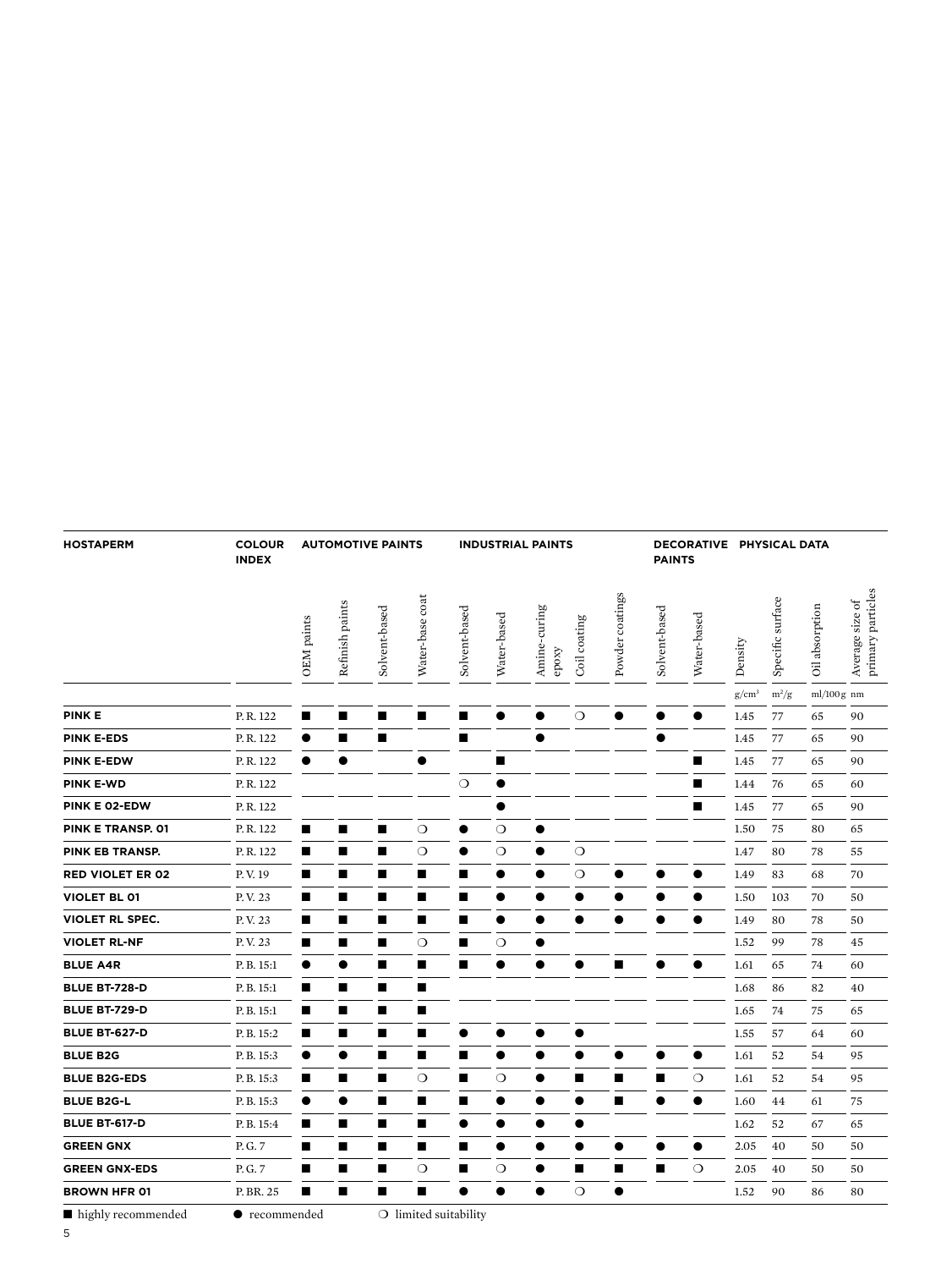| HOSTAPERM | COLOUR INDEX | AUTOMOTIVE PAINTS | | | | INDUSTRIAL PAINTS | | | | | DECORATIVE PAINTS | | PHYSICAL DATA | | | |
|---|---|---|---|---|---|---|---|---|---|---|---|---|---|---|---|---|
| | | OEM paints | Refinish paints | Solvent-based | Water-base coat | Solvent-based | Water-based | Amine-curing epoxy | Coil coating | Powder coatings | Solvent-based | Water-based | Density | Specific surface | Oil absorption | Average size of primary particles |
| | | | | | | | | | | | | | g/cm³ | m²/g | ml/100 g | nm |
| **PINK E** | P. R. 122 | ■ | ■ | ■ | ■ | ■ | ● | ● | ❍ | ● | ● | ● | 1.45 | 77 | 65 | 90 |
| **PINK E-EDS** | P. R. 122 | ● | ■ | ■ | | ■ | | ● | | | ● | | 1.45 | 77 | 65 | 90 |
| **PINK E-EDW** | P. R. 122 | ● | ● | | ● | | ■ | | | | | ■ | 1.45 | 77 | 65 | 90 |
| **PINK E-WD** | P. R. 122 | | | | | ❍ | ● | | | | | ■ | 1.44 | 76 | 65 | 60 |
| **PINK E 02-EDW** | P. R. 122 | | | | | | ● | | | | | ■ | 1.45 | 77 | 65 | 90 |
| **PINK E TRANSP. 01** | P. R. 122 | ■ | ■ | ■ | ❍ | ● | ❍ | ● | | | | | 1.50 | 75 | 80 | 65 |
| **PINK EB TRANSP.** | P. R. 122 | ■ | ■ | ■ | ❍ | ● | ❍ | ● | ❍ | | | | 1.47 | 80 | 78 | 55 |
| **RED VIOLET ER 02** | P. V. 19 | ■ | ■ | ■ | ■ | ■ | ● | ● | ❍ | ● | ● | ● | 1.49 | 83 | 68 | 70 |
| **VIOLET BL 01** | P. V. 23 | ■ | ■ | ■ | ■ | ■ | ● | ● | ● | ● | ● | ● | 1.50 | 103 | 70 | 50 |
| **VIOLET RL SPEC.** | P. V. 23 | ■ | ■ | ■ | ■ | ■ | ● | ● | ● | ● | ● | ● | 1.49 | 80 | 78 | 50 |
| **VIOLET RL-NF** | P. V. 23 | ■ | ■ | ■ | ❍ | ■ | ❍ | ● | | | | | 1.52 | 99 | 78 | 45 |
| **BLUE A4R** | P. B. 15:1 | ● | ● | ■ | ■ | ■ | ● | ● | ● | ■ | ● | ● | 1.61 | 65 | 74 | 60 |
| **BLUE BT-728-D** | P. B. 15:1 | ■ | ■ | ■ | ■ | | | | | | | | 1.68 | 86 | 82 | 40 |
| **BLUE BT-729-D** | P. B. 15:1 | ■ | ■ | ■ | ■ | | | | | | | | 1.65 | 74 | 75 | 65 |
| **BLUE BT-627-D** | P. B. 15:2 | ■ | ■ | ■ | ■ | ● | ● | ● | ● | | | | 1.55 | 57 | 64 | 60 |
| **BLUE B2G** | P. B. 15:3 | ● | ● | ■ | ■ | ■ | ● | ● | ● | ● | ● | ● | 1.61 | 52 | 54 | 95 |
| **BLUE B2G-EDS** | P. B. 15:3 | ■ | ■ | ■ | ❍ | ■ | ❍ | ● | ■ | ■ | ■ | ❍ | 1.61 | 52 | 54 | 95 |
| **BLUE B2G-L** | P. B. 15:3 | ● | ● | ■ | ■ | ■ | ● | ● | ● | ■ | ● | ● | 1.60 | 44 | 61 | 75 |
| **BLUE BT-617-D** | P. B. 15:4 | ■ | ■ | ■ | ■ | ● | ● | ● | ● | | | | 1.62 | 52 | 67 | 65 |
| **GREEN GNX** | P. G. 7 | ■ | ■ | ■ | ■ | ■ | ● | ● | ● | ● | ● | ● | 2.05 | 40 | 50 | 50 |
| **GREEN GNX-EDS** | P. G. 7 | ■ | ■ | ■ | ❍ | ■ | ❍ | ● | ■ | ■ | ■ | ❍ | 2.05 | 40 | 50 | 50 |
| **BROWN HFR 01** | P. BR. 25 | ■ | ■ | ■ | ■ | ● | ● | ● | ❍ | ● | | | 1.52 | 90 | 86 | 80 |

■ highly recommended ● recommended ❍ limited suitability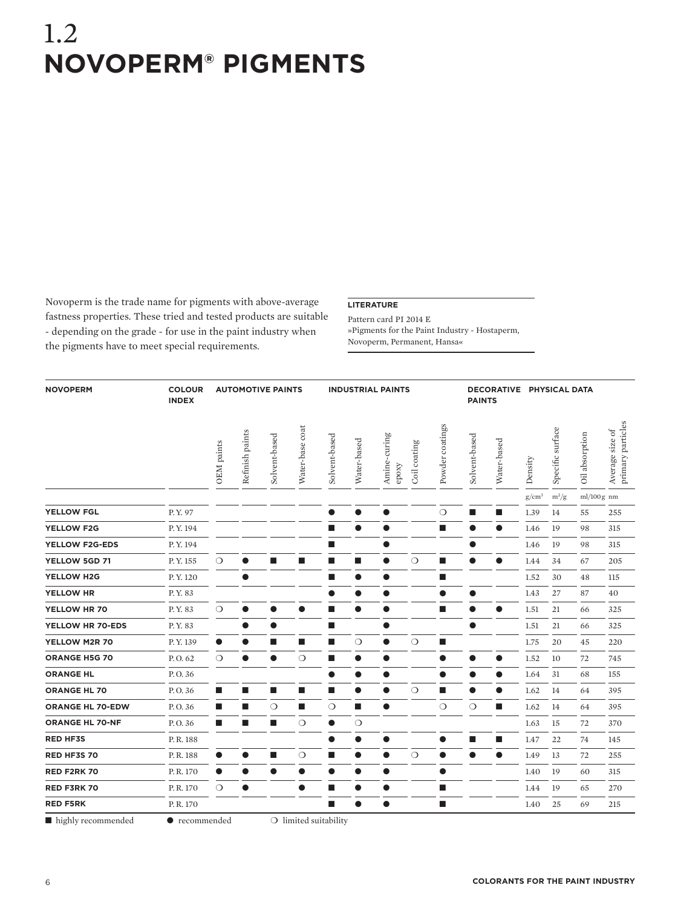# 1.2
# NOVOPERM® PIGMENTS

Novoperm is the trade name for pigments with above-average fastness properties. These tried and tested products are suitable - depending on the grade - for use in the paint industry when the pigments have to meet special requirements.

**LITERATURE**

Pattern card PI 2014 E
»Pigments for the Paint Industry - Hostaperm, Novoperm, Permanent, Hansa«

| NOVOPERM | COLOUR INDEX | AUTOMOTIVE PAINTS | | | | INDUSTRIAL PAINTS | | | | | DECORATIVE PAINTS | | PHYSICAL DATA | | | |
|---|---|---|---|---|---|---|---|---|---|---|---|---|---|---|---|---|
| | | OEM paints | Refinish paints | Solvent-based | Water-base coat | Solvent-based | Water-based | Amine-curing epoxy | Coil coating | Powder coatings | Solvent-based | Water-based | Density | Specific surface | Oil absorption | Average size of primary particles |
| | | | | | | | | | | | | | g/cm³ | m²/g | ml/100 g | nm |
| **YELLOW FGL** | P. Y. 97 | | | | | ● | ● | ● | | ❍ | ■ | ■ | 1.39 | 14 | 55 | 255 |
| **YELLOW F2G** | P. Y. 194 | | | | | ■ | ● | ● | | ■ | ● | ● | 1.46 | 19 | 98 | 315 |
| **YELLOW F2G-EDS** | P. Y. 194 | | | | | ■ | | ● | | | ● | | 1.46 | 19 | 98 | 315 |
| **YELLOW 5GD 71** | P. Y. 155 | ❍ | ● | ■ | ■ | ■ | ■ | ● | ❍ | ■ | ● | ● | 1.44 | 34 | 67 | 205 |
| **YELLOW H2G** | P. Y. 120 | | ● | | | ■ | ● | ● | | ■ | | | 1.52 | 30 | 48 | 115 |
| **YELLOW HR** | P. Y. 83 | | | | | ● | ● | ● | | ● | ● | | 1.43 | 27 | 87 | 40 |
| **YELLOW HR 70** | P. Y. 83 | ❍ | ● | ● | ● | ■ | ● | ● | | ■ | ● | ● | 1.51 | 21 | 66 | 325 |
| **YELLOW HR 70-EDS** | P. Y. 83 | | ● | ● | | ■ | | ● | | | ● | | 1.51 | 21 | 66 | 325 |
| **YELLOW M2R 70** | P. Y. 139 | ● | ● | ■ | ■ | ■ | ❍ | ● | ❍ | ■ | | | 1.75 | 20 | 45 | 220 |
| **ORANGE H5G 70** | P. O. 62 | ❍ | ● | ● | ❍ | ■ | ● | ● | | ● | ● | ● | 1.52 | 10 | 72 | 745 |
| **ORANGE HL** | P. O. 36 | | | | | ● | ● | ● | | ● | ● | ● | 1.64 | 31 | 68 | 155 |
| **ORANGE HL 70** | P. O. 36 | ■ | ■ | ■ | ■ | ■ | ● | ● | ❍ | ■ | ● | ● | 1.62 | 14 | 64 | 395 |
| **ORANGE HL 70-EDW** | P. O. 36 | ■ | ■ | ❍ | ■ | ❍ | ■ | ● | | ❍ | ❍ | ■ | 1.62 | 14 | 64 | 395 |
| **ORANGE HL 70-NF** | P. O. 36 | ■ | ■ | ■ | ❍ | ● | ❍ | | | | | | 1.63 | 15 | 72 | 370 |
| **RED HF3S** | P. R. 188 | | | | | ● | ● | ● | | ● | ■ | ■ | 1.47 | 22 | 74 | 145 |
| **RED HF3S 70** | P. R. 188 | ● | ● | ■ | ❍ | ■ | ● | ● | ❍ | ● | ● | ● | 1.49 | 13 | 72 | 255 |
| **RED F2RK 70** | P. R. 170 | ● | ● | ● | ● | ● | ● | ● | | ● | | | 1.40 | 19 | 60 | 315 |
| **RED F3RK 70** | P. R. 170 | ❍ | ● | | ● | ■ | ● | ● | | ■ | | | 1.44 | 19 | 65 | 270 |
| **RED F5RK** | P. R. 170 | | | | | ■ | ● | ● | | ■ | | | 1.40 | 25 | 69 | 215 |

■ highly recommended ● recommended ❍ limited suitability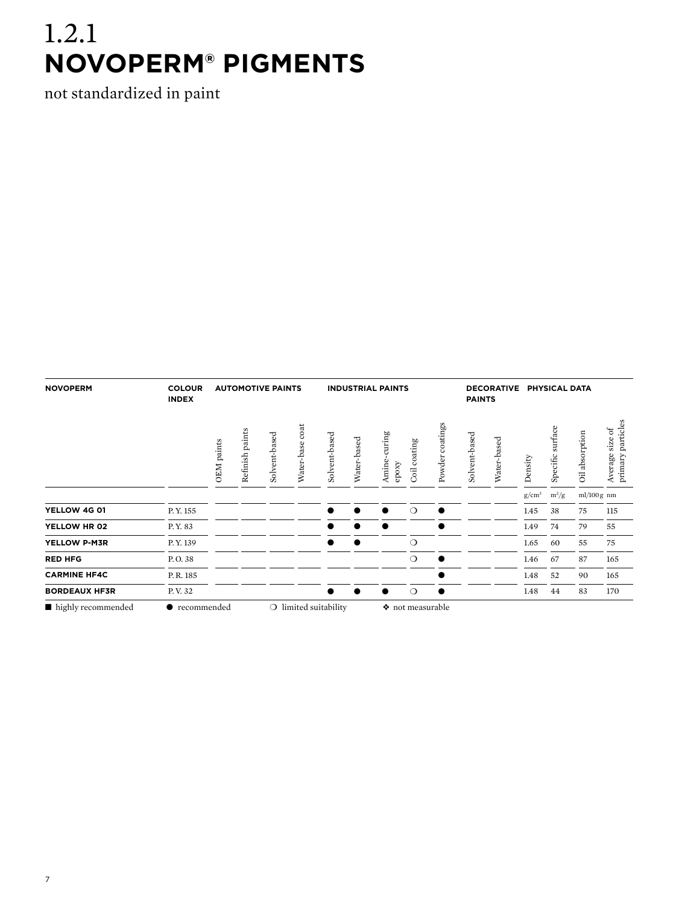# 1.2.1 NOVOPERM® PIGMENTS

not standardized in paint

| NOVOPERM | COLOUR INDEX | AUTOMOTIVE PAINTS | | | | INDUSTRIAL PAINTS | | | | | DECORATIVE PAINTS | | PHYSICAL DATA | | | |
|---|---|---|---|---|---|---|---|---|---|---|---|---|---|---|---|---|
| | | OEM paints | Refinish paints | Solvent-based | Water-base coat | Solvent-based | Water-based | Amine-curing epoxy | Coil coating | Powder coatings | Solvent-based | Water-based | Density | Specific surface | Oil absorption | Average size of primary particles |
| | | | | | | | | | | | | | g/cm³ | m²/g | ml/100 g | nm |
| **YELLOW 4G 01** | P. Y. 155 | | | | | ● | ● | ● | ❍ | ● | | | 1.45 | 38 | 75 | 115 |
| **YELLOW HR 02** | P. Y. 83 | | | | | ● | ● | ● | | ● | | | 1.49 | 74 | 79 | 55 |
| **YELLOW P-M3R** | P. Y. 139 | | | | | ● | ● | | ❍ | | | | 1.65 | 60 | 55 | 75 |
| **RED HFG** | P. O. 38 | | | | | | | | ❍ | ● | | | 1.46 | 67 | 87 | 165 |
| **CARMINE HF4C** | P. R. 185 | | | | | | | | | ● | | | 1.48 | 52 | 90 | 165 |
| **BORDEAUX HF3R** | P. V. 32 | | | | | ● | ● | ● | ❍ | ● | | | 1.48 | 44 | 83 | 170 |

■ highly recommended ● recommended ❍ limited suitability ❖ not measurable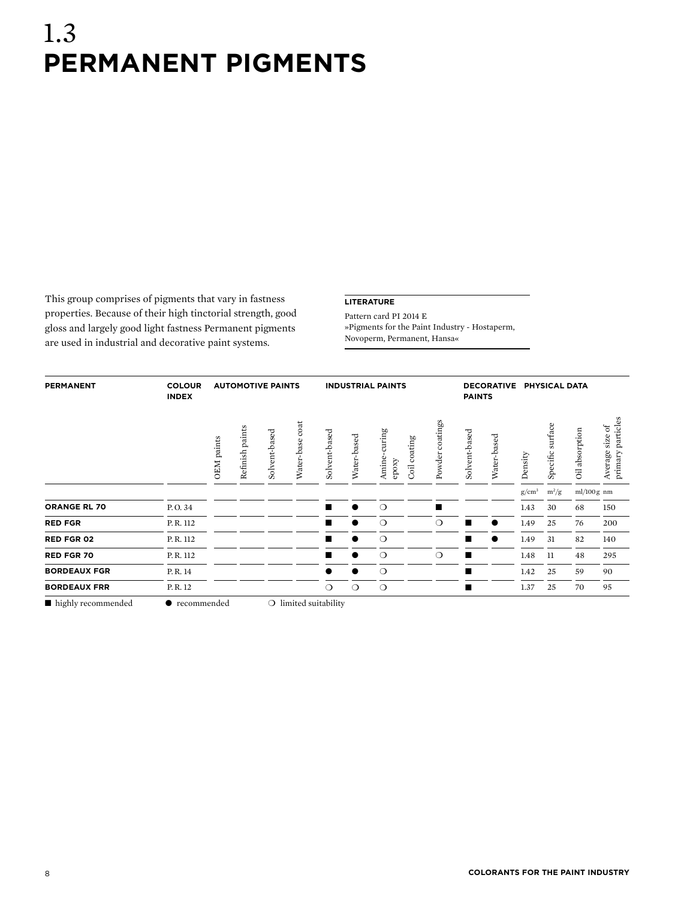# 1.3 PERMANENT PIGMENTS

This group comprises of pigments that vary in fastness properties. Because of their high tinctorial strength, good gloss and largely good light fastness Permanent pigments are used in industrial and decorative paint systems.

**LITERATURE**

Pattern card PI 2014 E
»Pigments for the Paint Industry - Hostaperm, Novoperm, Permanent, Hansa«

| PERMANENT | COLOUR INDEX | AUTOMOTIVE PAINTS | | | | INDUSTRIAL PAINTS | | | | | DECORATIVE PAINTS | | PHYSICAL DATA | | | |
|---|---|---|---|---|---|---|---|---|---|---|---|---|---|---|---|---|
| | | OEM paints | Refinish paints | Solvent-based | Water-base coat | Solvent-based | Water-based | Amine-curing epoxy | Coil coating | Powder coatings | Solvent-based | Water-based | Density | Specific surface | Oil absorption | Average size of primary particles |
| | | | | | | | | | | | | | g/cm³ | m²/g | ml/100 g | nm |
| **ORANGE RL 70** | P. O. 34 | | | | | ■ | ● | ❍ | | ■ | | | 1.43 | 30 | 68 | 150 |
| **RED FGR** | P. R. 112 | | | | | ■ | ● | ❍ | | ❍ | ■ | ● | 1.49 | 25 | 76 | 200 |
| **RED FGR 02** | P. R. 112 | | | | | ■ | ● | ❍ | | | ■ | ● | 1.49 | 31 | 82 | 140 |
| **RED FGR 70** | P. R. 112 | | | | | ■ | ● | ❍ | | ❍ | ■ | | 1.48 | 11 | 48 | 295 |
| **BORDEAUX FGR** | P. R. 14 | | | | | ● | ● | ❍ | | | ■ | | 1.42 | 25 | 59 | 90 |
| **BORDEAUX FRR** | P. R. 12 | | | | | ❍ | ❍ | ❍ | | | ■ | | 1.37 | 25 | 70 | 95 |

■ highly recommended ● recommended ❍ limited suitability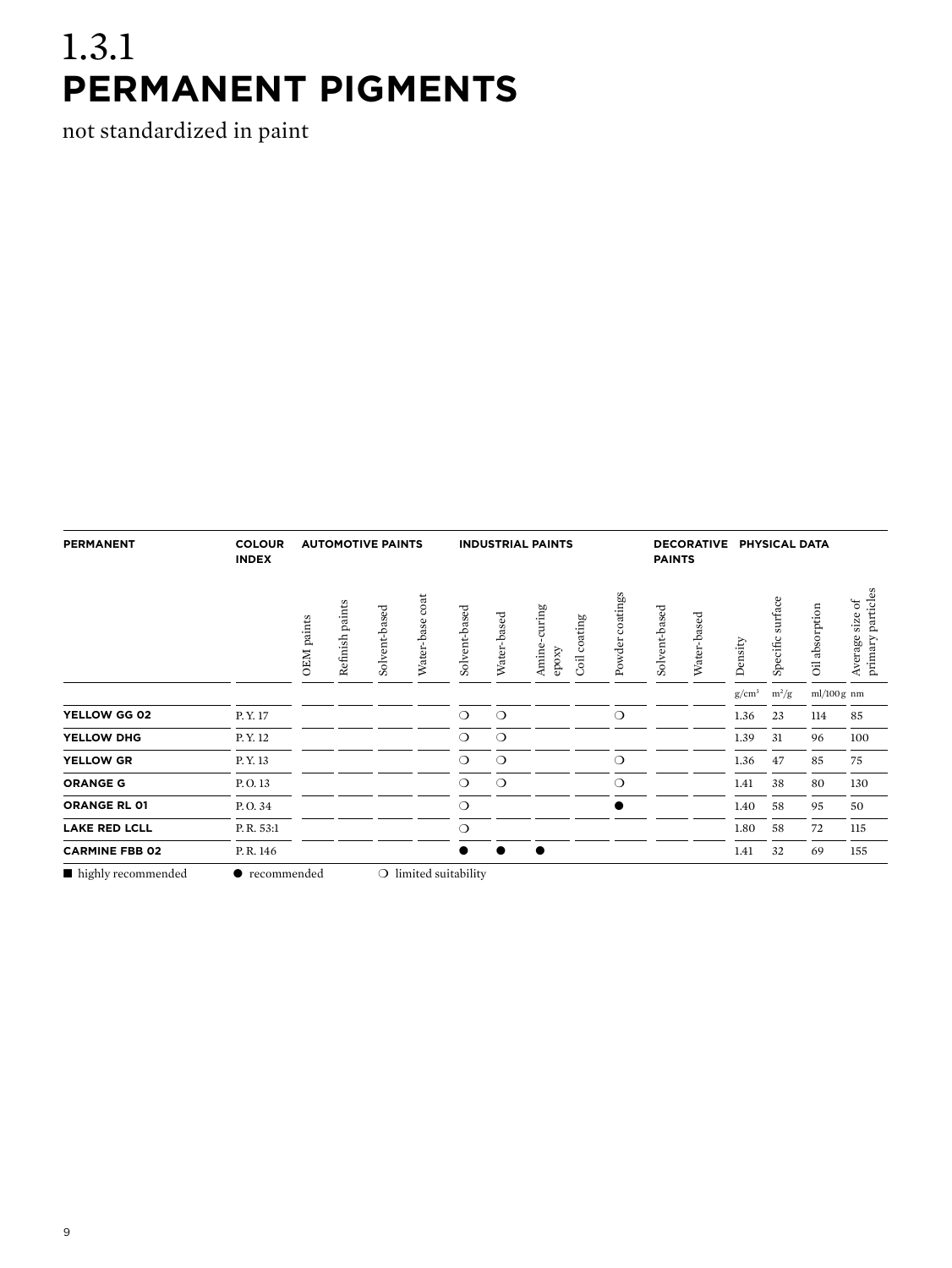# 1.3.1
# PERMANENT PIGMENTS

not standardized in paint

| PERMANENT | COLOUR INDEX | AUTOMOTIVE PAINTS | | | | INDUSTRIAL PAINTS | | | | | DECORATIVE PAINTS | | PHYSICAL DATA | | | |
|---|---|---|---|---|---|---|---|---|---|---|---|---|---|---|---|---|
| | | OEM paints | Refinish paints | Solvent-based | Water-base coat | Solvent-based | Water-based | Amine-curing epoxy | Coil coating | Powder coatings | Solvent-based | Water-based | Density | Specific surface | Oil absorption | Average size of primary particles |
| | | | | | | | | | | | | | g/cm³ | m²/g | ml/100 g | nm |
| **YELLOW GG 02** | P. Y. 17 | | | | | ❍ | ❍ | | | ❍ | | | 1.36 | 23 | 114 | 85 |
| **YELLOW DHG** | P. Y. 12 | | | | | ❍ | ❍ | | | | | | 1.39 | 31 | 96 | 100 |
| **YELLOW GR** | P. Y. 13 | | | | | ❍ | ❍ | | | ❍ | | | 1.36 | 47 | 85 | 75 |
| **ORANGE G** | P. O. 13 | | | | | ❍ | ❍ | | | ❍ | | | 1.41 | 38 | 80 | 130 |
| **ORANGE RL 01** | P. O. 34 | | | | | ❍ | | | | ● | | | 1.40 | 58 | 95 | 50 |
| **LAKE RED LCLL** | P. R. 53:1 | | | | | ❍ | | | | | | | 1.80 | 58 | 72 | 115 |
| **CARMINE FBB 02** | P. R. 146 | | | | | ● | ● | ● | | | | | 1.41 | 32 | 69 | 155 |

■ highly recommended ● recommended ❍ limited suitability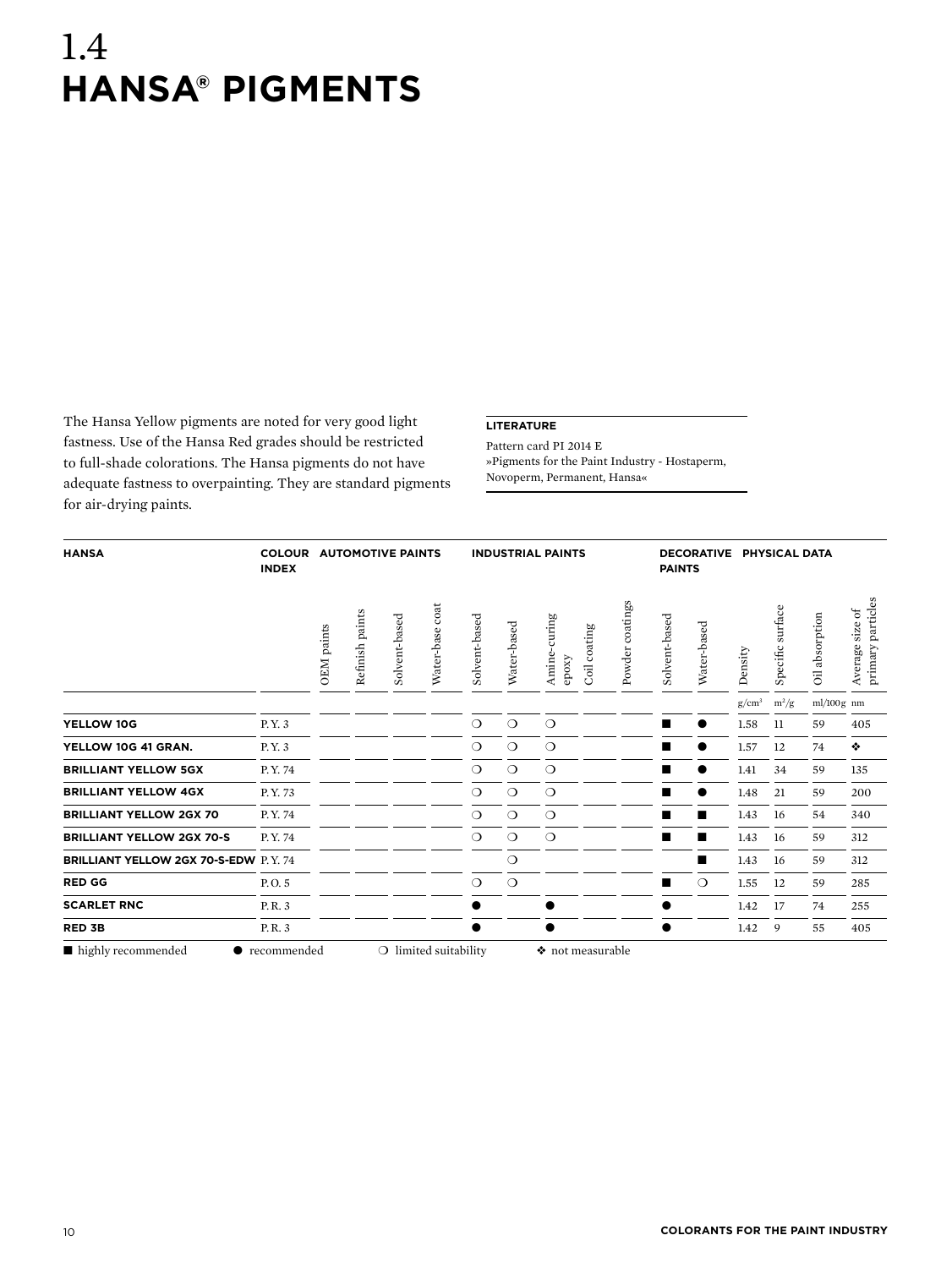# 1.4 HANSA® PIGMENTS

The Hansa Yellow pigments are noted for very good light fastness. Use of the Hansa Red grades should be restricted to full-shade colorations. The Hansa pigments do not have adequate fastness to overpainting. They are standard pigments for air-drying paints.

**LITERATURE**

Pattern card PI 2014 E
»Pigments for the Paint Industry - Hostaperm, Novoperm, Permanent, Hansa«

| HANSA | COLOUR INDEX | AUTOMOTIVE PAINTS | | | | INDUSTRIAL PAINTS | | | | | DECORATIVE PAINTS | | PHYSICAL DATA | | | |
|---|---|---|---|---|---|---|---|---|---|---|---|---|---|---|---|---|
| | | OEM paints | Refinish paints | Solvent-based | Water-base coat | Solvent-based | Water-based | Amine-curing epoxy | Coil coating | Powder coatings | Solvent-based | Water-based | Density | Specific surface | Oil absorption | Average size of primary particles |
| | | | | | | | | | | | | | g/cm³ | m²/g | ml/100g | nm |
| **YELLOW 10G** | P.Y. 3 | | | | | ❍ | ❍ | ❍ | | | ■ | ● | 1.58 | 11 | 59 | 405 |
| **YELLOW 10G 41 GRAN.** | P.Y. 3 | | | | | ❍ | ❍ | ❍ | | | ■ | ● | 1.57 | 12 | 74 | ❖ |
| **BRILLIANT YELLOW 5GX** | P.Y. 74 | | | | | ❍ | ❍ | ❍ | | | ■ | ● | 1.41 | 34 | 59 | 135 |
| **BRILLIANT YELLOW 4GX** | P.Y. 73 | | | | | ❍ | ❍ | ❍ | | | ■ | ● | 1.48 | 21 | 59 | 200 |
| **BRILLIANT YELLOW 2GX 70** | P.Y. 74 | | | | | ❍ | ❍ | ❍ | | | ■ | ■ | 1.43 | 16 | 54 | 340 |
| **BRILLIANT YELLOW 2GX 70-S** | P.Y. 74 | | | | | ❍ | ❍ | ❍ | | | ■ | ■ | 1.43 | 16 | 59 | 312 |
| **BRILLIANT YELLOW 2GX 70-S-EDW** | P.Y. 74 | | | | | | ❍ | | | | | ■ | 1.43 | 16 | 59 | 312 |
| **RED GG** | P.O. 5 | | | | | ❍ | ❍ | | | | ■ | ❍ | 1.55 | 12 | 59 | 285 |
| **SCARLET RNC** | P.R. 3 | | | | | ● | | ● | | | ● | | 1.42 | 17 | 74 | 255 |
| **RED 3B** | P.R. 3 | | | | | ● | | ● | | | ● | | 1.42 | 9 | 55 | 405 |

■ highly recommended ● recommended ❍ limited suitability ❖ not measurable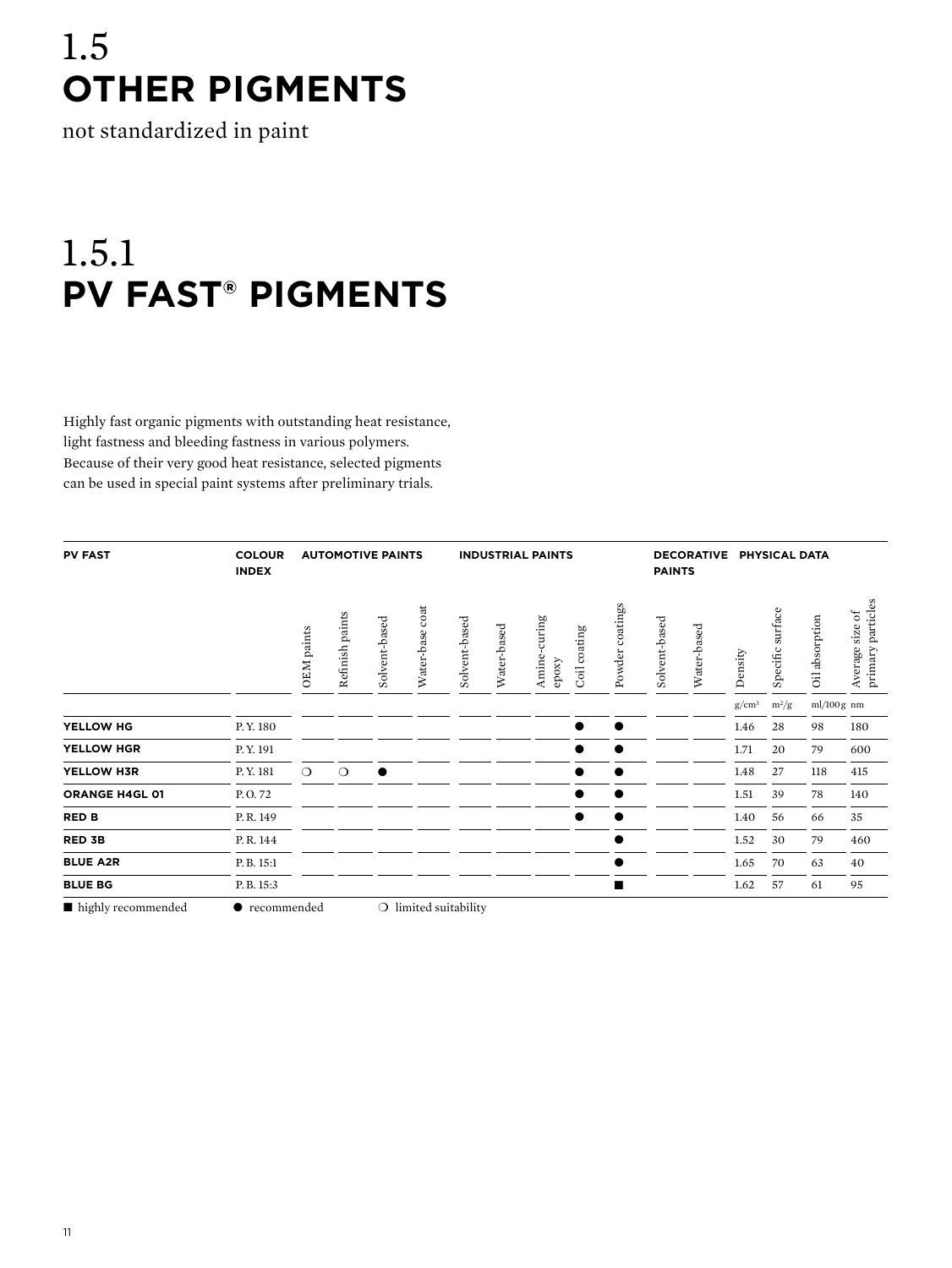# 1.5 OTHER PIGMENTS

not standardized in paint

## 1.5.1 PV FAST® PIGMENTS

Highly fast organic pigments with outstanding heat resistance, light fastness and bleeding fastness in various polymers. Because of their very good heat resistance, selected pigments can be used in special paint systems after preliminary trials.

| PV FAST | COLOUR INDEX | AUTOMOTIVE PAINTS | | | | INDUSTRIAL PAINTS | | | | | DECORATIVE PAINTS | | PHYSICAL DATA | | | |
|---|---|---|---|---|---|---|---|---|---|---|---|---|---|---|---|---|
| | | OEM paints | Refinish paints | Solvent-based | Water-base coat | Solvent-based | Water-based | Amine-curing epoxy | Coil coating | Powder coatings | Solvent-based | Water-based | Density | Specific surface | Oil absorption | Average size of primary particles |
| | | | | | | | | | | | | | g/cm³ | m²/g | ml/100 g | nm |
| **YELLOW HG** | P. Y. 180 | | | | | | | | ● | ● | | | 1.46 | 28 | 98 | 180 |
| **YELLOW HGR** | P. Y. 191 | | | | | | | | ● | ● | | | 1.71 | 20 | 79 | 600 |
| **YELLOW H3R** | P. Y. 181 | ❍ | ❍ | ● | | | | | ● | ● | | | 1.48 | 27 | 118 | 415 |
| **ORANGE H4GL 01** | P. O. 72 | | | | | | | | ● | ● | | | 1.51 | 39 | 78 | 140 |
| **RED B** | P. R. 149 | | | | | | | | ● | ● | | | 1.40 | 56 | 66 | 35 |
| **RED 3B** | P. R. 144 | | | | | | | | | ● | | | 1.52 | 30 | 79 | 460 |
| **BLUE A2R** | P. B. 15:1 | | | | | | | | | ● | | | 1.65 | 70 | 63 | 40 |
| **BLUE BG** | P. B. 15:3 | | | | | | | | | ■ | | | 1.62 | 57 | 61 | 95 |

■ highly recommended ● recommended ❍ limited suitability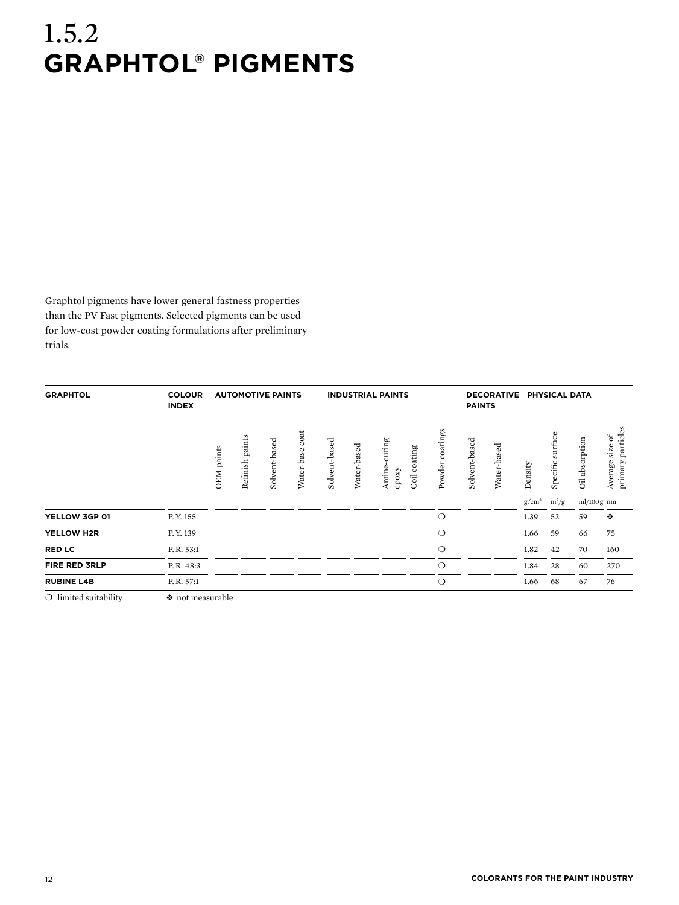# 1.5.2 GRAPHTOL® PIGMENTS

Graphtol pigments have lower general fastness properties than the PV Fast pigments. Selected pigments can be used for low-cost powder coating formulations after preliminary trials.

| GRAPHTOL | COLOUR INDEX | AUTOMOTIVE PAINTS | | | | INDUSTRIAL PAINTS | | | | | DECORATIVE PAINTS | | PHYSICAL DATA | | | |
|---|---|---|---|---|---|---|---|---|---|---|---|---|---|---|---|---|
| | | OEM paints | Refinish paints | Solvent-based | Water-base coat | Solvent-based | Water-based | Amine-curing epoxy | Coil coating | Powder coatings | Solvent-based | Water-based | Density | Specific surface | Oil absorption | Average size of primary particles |
| | | | | | | | | | | | | | g/cm³ | m²/g | ml/100 g | nm |
| **YELLOW 3GP 01** | P. Y. 155 | | | | | | | | | ❍ | | | 1.39 | 52 | 59 | ❖ |
| **YELLOW H2R** | P. Y. 139 | | | | | | | | | ❍ | | | 1.66 | 59 | 66 | 75 |
| **RED LC** | P. R. 53:1 | | | | | | | | | ❍ | | | 1.82 | 42 | 70 | 160 |
| **FIRE RED 3RLP** | P. R. 48:3 | | | | | | | | | ❍ | | | 1.84 | 28 | 60 | 270 |
| **RUBINE L4B** | P. R. 57:1 | | | | | | | | | ❍ | | | 1.66 | 68 | 67 | 76 |

❍ limited suitability ❖ not measurable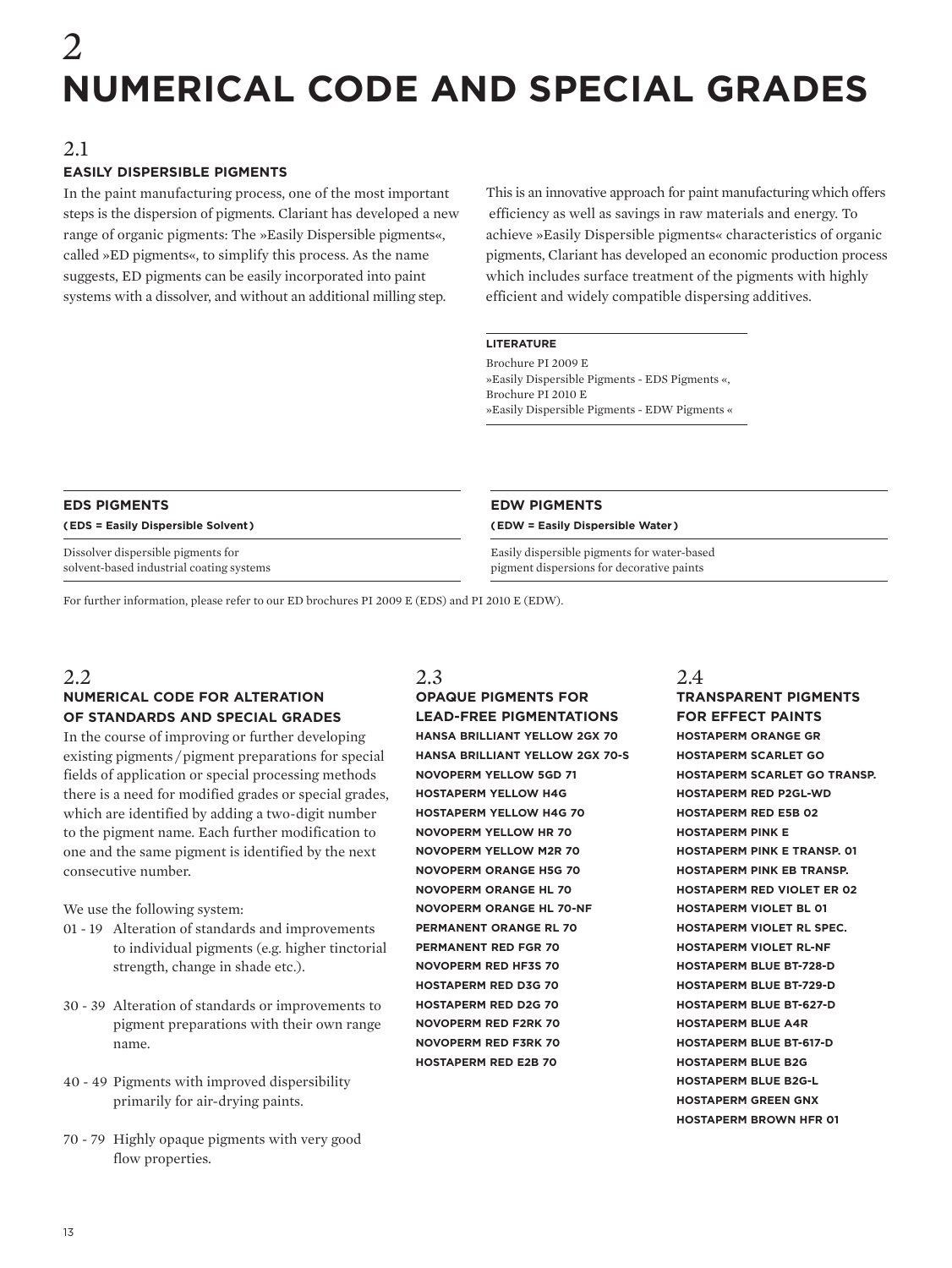# 2 NUMERICAL CODE AND SPECIAL GRADES

## 2.1 EASILY DISPERSIBLE PIGMENTS

In the paint manufacturing process, one of the most important steps is the dispersion of pigments. Clariant has developed a new range of organic pigments: The »Easily Dispersible pigments«, called »ED pigments«, to simplify this process. As the name suggests, ED pigments can be easily incorporated into paint systems with a dissolver, and without an additional milling step.

This is an innovative approach for paint manufacturing which offers efficiency as well as savings in raw materials and energy. To achieve »Easily Dispersible pigments« characteristics of organic pigments, Clariant has developed an economic production process which includes surface treatment of the pigments with highly efficient and widely compatible dispersing additives.

**LITERATURE**

Brochure PI 2009 E
»Easily Dispersible Pigments - EDS Pigments «,
Brochure PI 2010 E
»Easily Dispersible Pigments - EDW Pigments «

| **EDS PIGMENTS** | **EDW PIGMENTS** |
|---|---|
| **(EDS = Easily Dispersible Solvent)** | **(EDW = Easily Dispersible Water)** |
| Dissolver dispersible pigments for solvent-based industrial coating systems | Easily dispersible pigments for water-based pigment dispersions for decorative paints |

For further information, please refer to our ED brochures PI 2009 E (EDS) and PI 2010 E (EDW).

## 2.2 NUMERICAL CODE FOR ALTERATION OF STANDARDS AND SPECIAL GRADES

In the course of improving or further developing existing pigments/pigment preparations for special fields of application or special processing methods there is a need for modified grades or special grades, which are identified by adding a two-digit number to the pigment name. Each further modification to one and the same pigment is identified by the next consecutive number.

We use the following system:

- 01 - 19 Alteration of standards and improvements to individual pigments (e.g. higher tinctorial strength, change in shade etc.).
- 30 - 39 Alteration of standards or improvements to pigment preparations with their own range name.
- 40 - 49 Pigments with improved dispersibility primarily for air-drying paints.
- 70 - 79 Highly opaque pigments with very good flow properties.

## 2.3 OPAQUE PIGMENTS FOR LEAD-FREE PIGMENTATIONS

**HANSA BRILLIANT YELLOW 2GX 70**
**HANSA BRILLIANT YELLOW 2GX 70-S**
**NOVOPERM YELLOW 5GD 71**
**HOSTAPERM YELLOW H4G**
**HOSTAPERM YELLOW H4G 70**
**NOVOPERM YELLOW HR 70**
**NOVOPERM YELLOW M2R 70**
**NOVOPERM ORANGE H5G 70**
**NOVOPERM ORANGE HL 70**
**NOVOPERM ORANGE HL 70-NF**
**PERMANENT ORANGE RL 70**
**PERMANENT RED FGR 70**
**NOVOPERM RED HF3S 70**
**HOSTAPERM RED D3G 70**
**HOSTAPERM RED D2G 70**
**NOVOPERM RED F2RK 70**
**NOVOPERM RED F3RK 70**
**HOSTAPERM RED E2B 70**

## 2.4 TRANSPARENT PIGMENTS FOR EFFECT PAINTS

**HOSTAPERM ORANGE GR**
**HOSTAPERM SCARLET GO**
**HOSTAPERM SCARLET GO TRANSP.**
**HOSTAPERM RED P2GL-WD**
**HOSTAPERM RED E5B 02**
**HOSTAPERM PINK E**
**HOSTAPERM PINK E TRANSP. 01**
**HOSTAPERM PINK EB TRANSP.**
**HOSTAPERM RED VIOLET ER 02**
**HOSTAPERM VIOLET BL 01**
**HOSTAPERM VIOLET RL SPEC.**
**HOSTAPERM VIOLET RL-NF**
**HOSTAPERM BLUE BT-728-D**
**HOSTAPERM BLUE BT-729-D**
**HOSTAPERM BLUE BT-627-D**
**HOSTAPERM BLUE A4R**
**HOSTAPERM BLUE BT-617-D**
**HOSTAPERM BLUE B2G**
**HOSTAPERM BLUE B2G-L**
**HOSTAPERM GREEN GNX**
**HOSTAPERM BROWN HFR 01**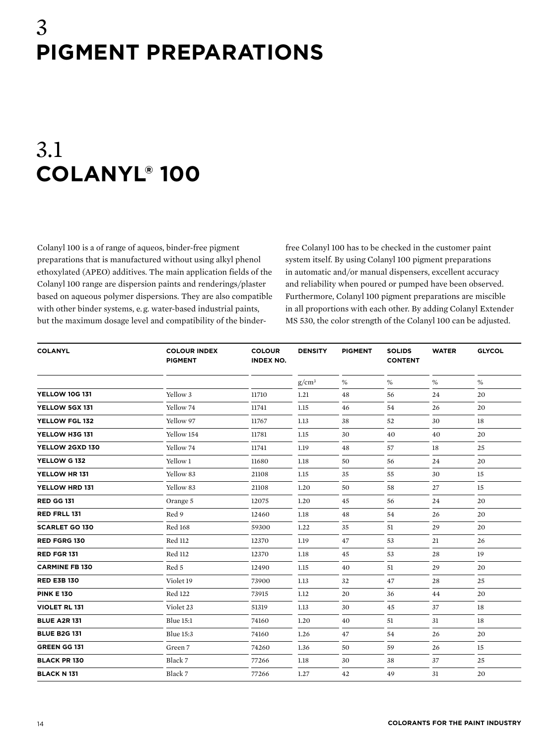# 3
# PIGMENT PREPARATIONS

## 3.1
## COLANYL® 100

Colanyl 100 is a of range of aqueos, binder-free pigment preparations that is manufactured without using alkyl phenol ethoxylated (APEO) additives. The main application fields of the Colanyl 100 range are dispersion paints and renderings/plaster based on aqueous polymer dispersions. They are also compatible with other binder systems, e. g. water-based industrial paints, but the maximum dosage level and compatibility of the binder-free Colanyl 100 has to be checked in the customer paint system itself. By using Colanyl 100 pigment preparations in automatic and/or manual dispensers, excellent accuracy and reliability when poured or pumped have been observed. Furthermore, Colanyl 100 pigment preparations are miscible in all proportions with each other. By adding Colanyl Extender MS 530, the color strength of the Colanyl 100 can be adjusted.

| COLANYL | COLOUR INDEX PIGMENT | COLOUR INDEX NO. | DENSITY | PIGMENT | SOLIDS CONTENT | WATER | GLYCOL |
|---|---|---|---|---|---|---|---|
| | | | g/cm³ | % | % | % | % |
| **YELLOW 10G 131** | Yellow 3 | 11710 | 1.21 | 48 | 56 | 24 | 20 |
| **YELLOW 5GX 131** | Yellow 74 | 11741 | 1.15 | 46 | 54 | 26 | 20 |
| **YELLOW FGL 132** | Yellow 97 | 11767 | 1.13 | 38 | 52 | 30 | 18 |
| **YELLOW H3G 131** | Yellow 154 | 11781 | 1.15 | 30 | 40 | 40 | 20 |
| **YELLOW 2GXD 130** | Yellow 74 | 11741 | 1.19 | 48 | 57 | 18 | 25 |
| **YELLOW G 132** | Yellow 1 | 11680 | 1.18 | 50 | 56 | 24 | 20 |
| **YELLOW HR 131** | Yellow 83 | 21108 | 1.15 | 35 | 55 | 30 | 15 |
| **YELLOW HRD 131** | Yellow 83 | 21108 | 1.20 | 50 | 58 | 27 | 15 |
| **RED GG 131** | Orange 5 | 12075 | 1.20 | 45 | 56 | 24 | 20 |
| **RED FRLL 131** | Red 9 | 12460 | 1.18 | 48 | 54 | 26 | 20 |
| **SCARLET GO 130** | Red 168 | 59300 | 1.22 | 35 | 51 | 29 | 20 |
| **RED FGRG 130** | Red 112 | 12370 | 1.19 | 47 | 53 | 21 | 26 |
| **RED FGR 131** | Red 112 | 12370 | 1.18 | 45 | 53 | 28 | 19 |
| **CARMINE FB 130** | Red 5 | 12490 | 1.15 | 40 | 51 | 29 | 20 |
| **RED E3B 130** | Violet 19 | 73900 | 1.13 | 32 | 47 | 28 | 25 |
| **PINK E 130** | Red 122 | 73915 | 1.12 | 20 | 36 | 44 | 20 |
| **VIOLET RL 131** | Violet 23 | 51319 | 1.13 | 30 | 45 | 37 | 18 |
| **BLUE A2R 131** | Blue 15:1 | 74160 | 1.20 | 40 | 51 | 31 | 18 |
| **BLUE B2G 131** | Blue 15:3 | 74160 | 1.26 | 47 | 54 | 26 | 20 |
| **GREEN GG 131** | Green 7 | 74260 | 1.36 | 50 | 59 | 26 | 15 |
| **BLACK PR 130** | Black 7 | 77266 | 1.18 | 30 | 38 | 37 | 25 |
| **BLACK N 131** | Black 7 | 77266 | 1.27 | 42 | 49 | 31 | 20 |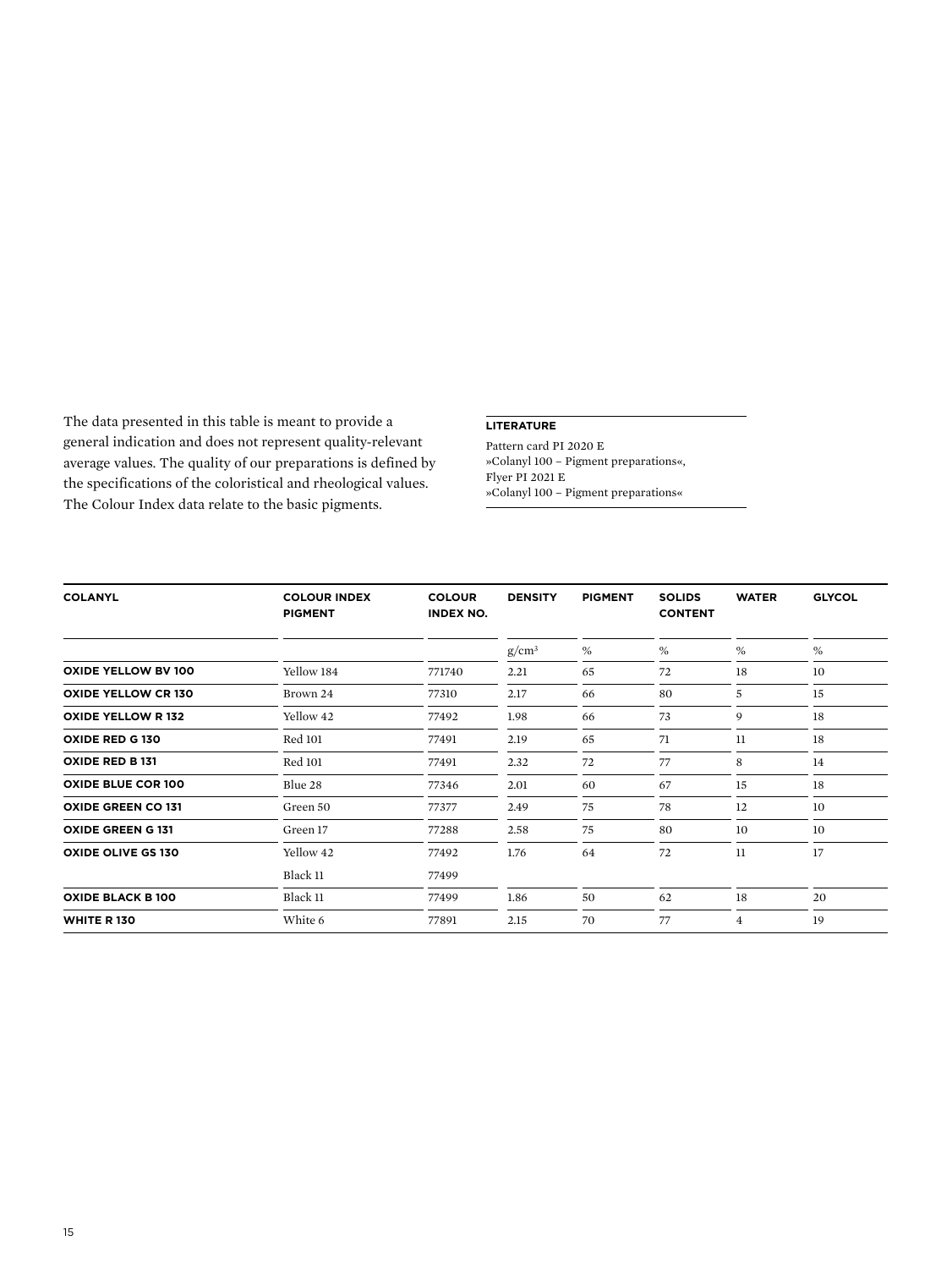The data presented in this table is meant to provide a general indication and does not represent quality-relevant average values. The quality of our preparations is defined by the specifications of the coloristical and rheological values. The Colour Index data relate to the basic pigments.

**LITERATURE**

Pattern card PI 2020 E
»Colanyl 100 – Pigment preparations«,
Flyer PI 2021 E
»Colanyl 100 – Pigment preparations«

| COLANYL | COLOUR INDEX PIGMENT | COLOUR INDEX NO. | DENSITY | PIGMENT | SOLIDS CONTENT | WATER | GLYCOL |
|---|---|---|---|---|---|---|---|
| | | | g/cm³ | % | % | % | % |
| **OXIDE YELLOW BV 100** | Yellow 184 | 771740 | 2.21 | 65 | 72 | 18 | 10 |
| **OXIDE YELLOW CR 130** | Brown 24 | 77310 | 2.17 | 66 | 80 | 5 | 15 |
| **OXIDE YELLOW R 132** | Yellow 42 | 77492 | 1.98 | 66 | 73 | 9 | 18 |
| **OXIDE RED G 130** | Red 101 | 77491 | 2.19 | 65 | 71 | 11 | 18 |
| **OXIDE RED B 131** | Red 101 | 77491 | 2.32 | 72 | 77 | 8 | 14 |
| **OXIDE BLUE COR 100** | Blue 28 | 77346 | 2.01 | 60 | 67 | 15 | 18 |
| **OXIDE GREEN CO 131** | Green 50 | 77377 | 2.49 | 75 | 78 | 12 | 10 |
| **OXIDE GREEN G 131** | Green 17 | 77288 | 2.58 | 75 | 80 | 10 | 10 |
| **OXIDE OLIVE GS 130** | Yellow 42 | 77492 | 1.76 | 64 | 72 | 11 | 17 |
| | Black 11 | 77499 | | | | | |
| **OXIDE BLACK B 100** | Black 11 | 77499 | 1.86 | 50 | 62 | 18 | 20 |
| **WHITE R 130** | White 6 | 77891 | 2.15 | 70 | 77 | 4 | 19 |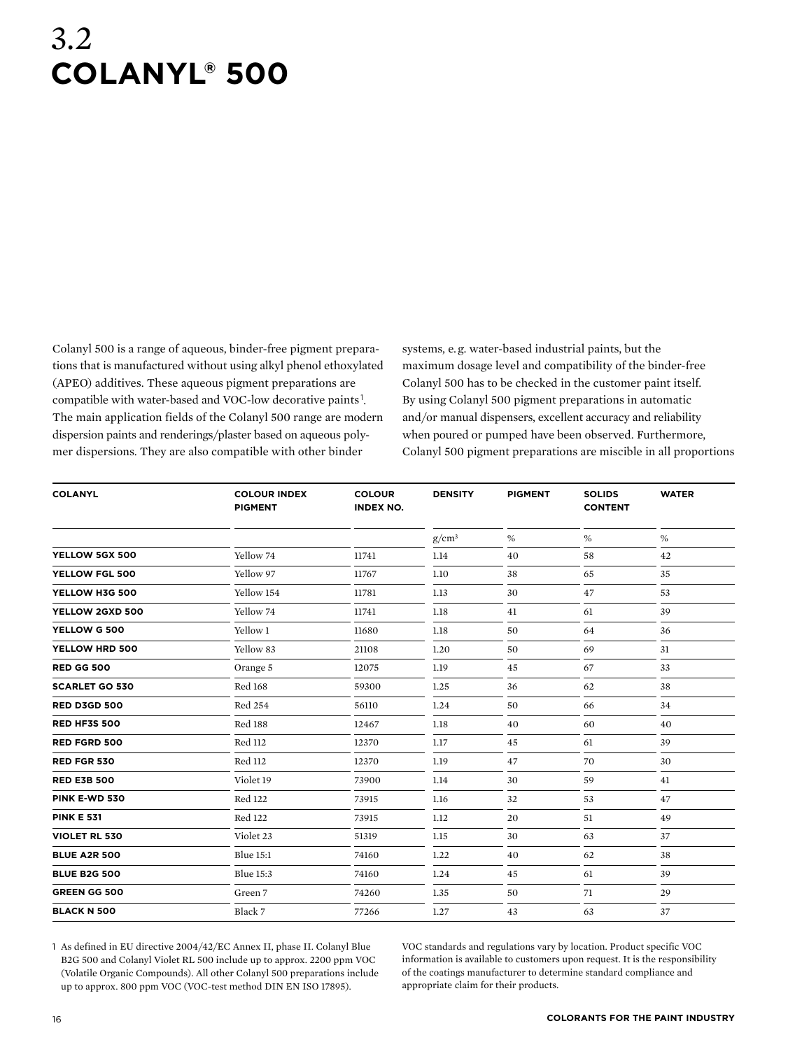# 3.2 COLANYL® 500

Colanyl 500 is a range of aqueous, binder-free pigment preparations that is manufactured without using alkyl phenol ethoxylated (APEO) additives. These aqueous pigment preparations are compatible with water-based and VOC-low decorative paints[1]. The main application fields of the Colanyl 500 range are modern dispersion paints and renderings/plaster based on aqueous polymer dispersions. They are also compatible with other binder systems, e. g. water-based industrial paints, but the maximum dosage level and compatibility of the binder-free Colanyl 500 has to be checked in the customer paint itself. By using Colanyl 500 pigment preparations in automatic and/or manual dispensers, excellent accuracy and reliability when poured or pumped have been observed. Furthermore, Colanyl 500 pigment preparations are miscible in all proportions

| COLANYL | COLOUR INDEX PIGMENT | COLOUR INDEX NO. | DENSITY | PIGMENT | SOLIDS CONTENT | WATER |
|---|---|---|---|---|---|---|
| | | | $g/cm^3$ | % | % | % |
| **YELLOW 5GX 500** | Yellow 74 | 11741 | 1.14 | 40 | 58 | 42 |
| **YELLOW FGL 500** | Yellow 97 | 11767 | 1.10 | 38 | 65 | 35 |
| **YELLOW H3G 500** | Yellow 154 | 11781 | 1.13 | 30 | 47 | 53 |
| **YELLOW 2GXD 500** | Yellow 74 | 11741 | 1.18 | 41 | 61 | 39 |
| **YELLOW G 500** | Yellow 1 | 11680 | 1.18 | 50 | 64 | 36 |
| **YELLOW HRD 500** | Yellow 83 | 21108 | 1.20 | 50 | 69 | 31 |
| **RED GG 500** | Orange 5 | 12075 | 1.19 | 45 | 67 | 33 |
| **SCARLET GO 530** | Red 168 | 59300 | 1.25 | 36 | 62 | 38 |
| **RED D3GD 500** | Red 254 | 56110 | 1.24 | 50 | 66 | 34 |
| **RED HF3S 500** | Red 188 | 12467 | 1.18 | 40 | 60 | 40 |
| **RED FGRD 500** | Red 112 | 12370 | 1.17 | 45 | 61 | 39 |
| **RED FGR 530** | Red 112 | 12370 | 1.19 | 47 | 70 | 30 |
| **RED E3B 500** | Violet 19 | 73900 | 1.14 | 30 | 59 | 41 |
| **PINK E-WD 530** | Red 122 | 73915 | 1.16 | 32 | 53 | 47 |
| **PINK E 531** | Red 122 | 73915 | 1.12 | 20 | 51 | 49 |
| **VIOLET RL 530** | Violet 23 | 51319 | 1.15 | 30 | 63 | 37 |
| **BLUE A2R 500** | Blue 15:1 | 74160 | 1.22 | 40 | 62 | 38 |
| **BLUE B2G 500** | Blue 15:3 | 74160 | 1.24 | 45 | 61 | 39 |
| **GREEN GG 500** | Green 7 | 74260 | 1.35 | 50 | 71 | 29 |
| **BLACK N 500** | Black 7 | 77266 | 1.27 | 43 | 63 | 37 |

1 As defined in EU directive 2004/42/EC Annex II, phase II. Colanyl Blue B2G 500 and Colanyl Violet RL 500 include up to approx. 2200 ppm VOC (Volatile Organic Compounds). All other Colanyl 500 preparations include up to approx. 800 ppm VOC (VOC-test method DIN EN ISO 17895).

VOC standards and regulations vary by location. Product specific VOC information is available to customers upon request. It is the responsibility of the coatings manufacturer to determine standard compliance and appropriate claim for their products.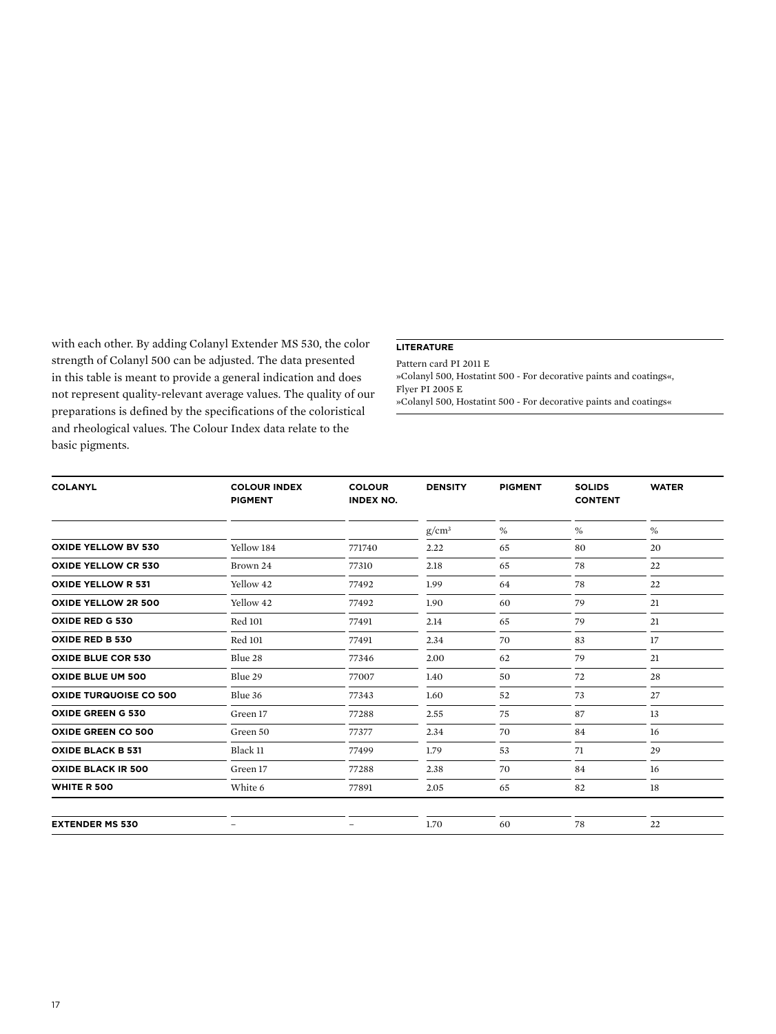with each other. By adding Colanyl Extender MS 530, the color strength of Colanyl 500 can be adjusted. The data presented in this table is meant to provide a general indication and does not represent quality-relevant average values. The quality of our preparations is defined by the specifications of the coloristical and rheological values. The Colour Index data relate to the basic pigments.

**LITERATURE**

Pattern card PI 2011 E
»Colanyl 500, Hostatint 500 - For decorative paints and coatings«,
Flyer PI 2005 E
»Colanyl 500, Hostatint 500 - For decorative paints and coatings«

| COLANYL | COLOUR INDEX PIGMENT | COLOUR INDEX NO. | DENSITY | PIGMENT | SOLIDS CONTENT | WATER |
|---|---|---|---|---|---|---|
| | | | g/cm³ | % | % | % |
| **OXIDE YELLOW BV 530** | Yellow 184 | 771740 | 2.22 | 65 | 80 | 20 |
| **OXIDE YELLOW CR 530** | Brown 24 | 77310 | 2.18 | 65 | 78 | 22 |
| **OXIDE YELLOW R 531** | Yellow 42 | 77492 | 1.99 | 64 | 78 | 22 |
| **OXIDE YELLOW 2R 500** | Yellow 42 | 77492 | 1.90 | 60 | 79 | 21 |
| **OXIDE RED G 530** | Red 101 | 77491 | 2.14 | 65 | 79 | 21 |
| **OXIDE RED B 530** | Red 101 | 77491 | 2.34 | 70 | 83 | 17 |
| **OXIDE BLUE COR 530** | Blue 28 | 77346 | 2.00 | 62 | 79 | 21 |
| **OXIDE BLUE UM 500** | Blue 29 | 77007 | 1.40 | 50 | 72 | 28 |
| **OXIDE TURQUOISE CO 500** | Blue 36 | 77343 | 1.60 | 52 | 73 | 27 |
| **OXIDE GREEN G 530** | Green 17 | 77288 | 2.55 | 75 | 87 | 13 |
| **OXIDE GREEN CO 500** | Green 50 | 77377 | 2.34 | 70 | 84 | 16 |
| **OXIDE BLACK B 531** | Black 11 | 77499 | 1.79 | 53 | 71 | 29 |
| **OXIDE BLACK IR 500** | Green 17 | 77288 | 2.38 | 70 | 84 | 16 |
| **WHITE R 500** | White 6 | 77891 | 2.05 | 65 | 82 | 18 |
| **EXTENDER MS 530** | – | – | 1.70 | 60 | 78 | 22 |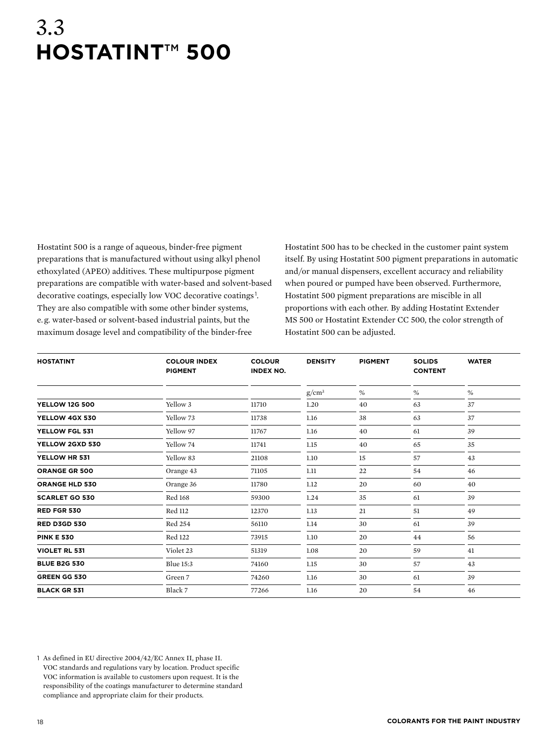# 3.3 HOSTATINT™ 500

Hostatint 500 is a range of aqueous, binder-free pigment preparations that is manufactured without using alkyl phenol ethoxylated (APEO) additives. These multipurpose pigment preparations are compatible with water-based and solvent-based decorative coatings, especially low VOC decorative coatings[1]. They are also compatible with some other binder systems, e.g. water-based or solvent-based industrial paints, but the maximum dosage level and compatibility of the binder-free Hostatint 500 has to be checked in the customer paint system itself. By using Hostatint 500 pigment preparations in automatic and/or manual dispensers, excellent accuracy and reliability when poured or pumped have been observed. Furthermore, Hostatint 500 pigment preparations are miscible in all proportions with each other. By adding Hostatint Extender MS 500 or Hostatint Extender CC 500, the color strength of Hostatint 500 can be adjusted.

| HOSTATINT | COLOUR INDEX PIGMENT | COLOUR INDEX NO. | DENSITY | PIGMENT | SOLIDS CONTENT | WATER |
|---|---|---|---|---|---|---|
| | | | g/cm³ | % | % | % |
| **YELLOW 12G 500** | Yellow 3 | 11710 | 1.20 | 40 | 63 | 37 |
| **YELLOW 4GX 530** | Yellow 73 | 11738 | 1.16 | 38 | 63 | 37 |
| **YELLOW FGL 531** | Yellow 97 | 11767 | 1.16 | 40 | 61 | 39 |
| **YELLOW 2GXD 530** | Yellow 74 | 11741 | 1.15 | 40 | 65 | 35 |
| **YELLOW HR 531** | Yellow 83 | 21108 | 1.10 | 15 | 57 | 43 |
| **ORANGE GR 500** | Orange 43 | 71105 | 1.11 | 22 | 54 | 46 |
| **ORANGE HLD 530** | Orange 36 | 11780 | 1.12 | 20 | 60 | 40 |
| **SCARLET GO 530** | Red 168 | 59300 | 1.24 | 35 | 61 | 39 |
| **RED FGR 530** | Red 112 | 12370 | 1.13 | 21 | 51 | 49 |
| **RED D3GD 530** | Red 254 | 56110 | 1.14 | 30 | 61 | 39 |
| **PINK E 530** | Red 122 | 73915 | 1.10 | 20 | 44 | 56 |
| **VIOLET RL 531** | Violet 23 | 51319 | 1.08 | 20 | 59 | 41 |
| **BLUE B2G 530** | Blue 15:3 | 74160 | 1.15 | 30 | 57 | 43 |
| **GREEN GG 530** | Green 7 | 74260 | 1.16 | 30 | 61 | 39 |
| **BLACK GR 531** | Black 7 | 77266 | 1.16 | 20 | 54 | 46 |

1 As defined in EU directive 2004/42/EC Annex II, phase II. VOC standards and regulations vary by location. Product specific VOC information is available to customers upon request. It is the responsibility of the coatings manufacturer to determine standard compliance and appropriate claim for their products.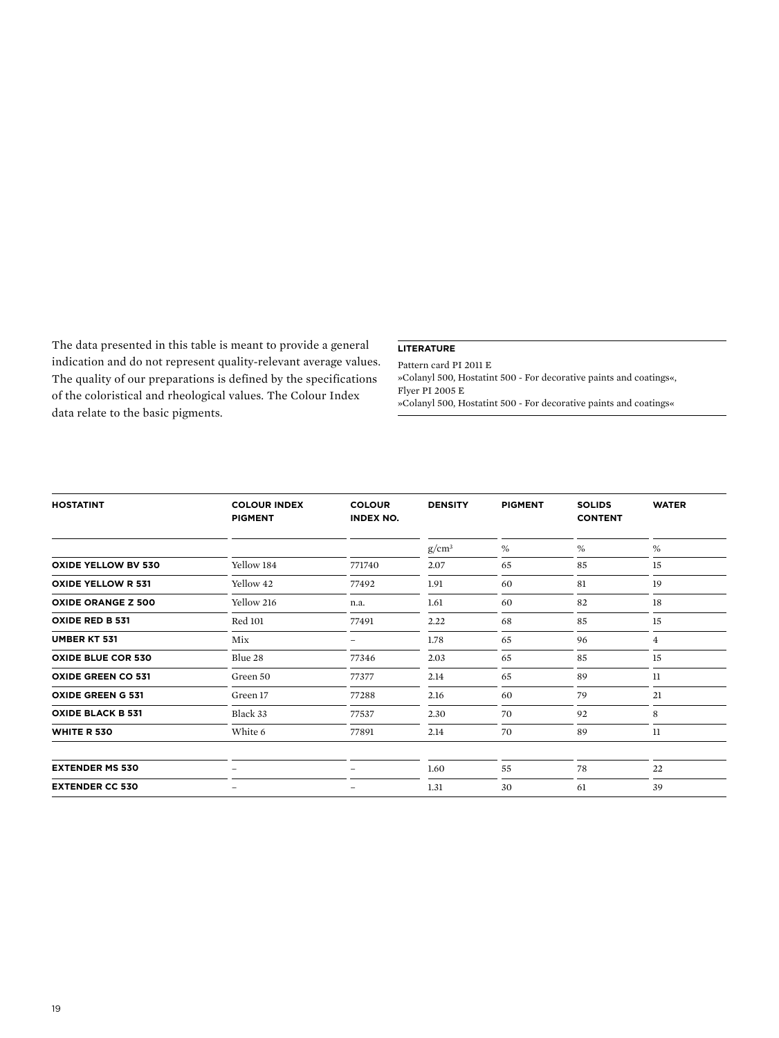The data presented in this table is meant to provide a general indication and do not represent quality-relevant average values. The quality of our preparations is defined by the specifications of the coloristical and rheological values. The Colour Index data relate to the basic pigments.

**LITERATURE**

Pattern card PI 2011 E
»Colanyl 500, Hostatint 500 - For decorative paints and coatings«,
Flyer PI 2005 E
»Colanyl 500, Hostatint 500 - For decorative paints and coatings«

| HOSTATINT | COLOUR INDEX PIGMENT | COLOUR INDEX NO. | DENSITY | PIGMENT | SOLIDS CONTENT | WATER |
|---|---|---|---|---|---|---|
| | | | g/cm³ | % | % | % |
| **OXIDE YELLOW BV 530** | Yellow 184 | 771740 | 2.07 | 65 | 85 | 15 |
| **OXIDE YELLOW R 531** | Yellow 42 | 77492 | 1.91 | 60 | 81 | 19 |
| **OXIDE ORANGE Z 500** | Yellow 216 | n.a. | 1.61 | 60 | 82 | 18 |
| **OXIDE RED B 531** | Red 101 | 77491 | 2.22 | 68 | 85 | 15 |
| **UMBER KT 531** | Mix | – | 1.78 | 65 | 96 | 4 |
| **OXIDE BLUE COR 530** | Blue 28 | 77346 | 2.03 | 65 | 85 | 15 |
| **OXIDE GREEN CO 531** | Green 50 | 77377 | 2.14 | 65 | 89 | 11 |
| **OXIDE GREEN G 531** | Green 17 | 77288 | 2.16 | 60 | 79 | 21 |
| **OXIDE BLACK B 531** | Black 33 | 77537 | 2.30 | 70 | 92 | 8 |
| **WHITE R 530** | White 6 | 77891 | 2.14 | 70 | 89 | 11 |
| | | | | | | |
| **EXTENDER MS 530** | – | – | 1.60 | 55 | 78 | 22 |
| **EXTENDER CC 530** | – | – | 1.31 | 30 | 61 | 39 |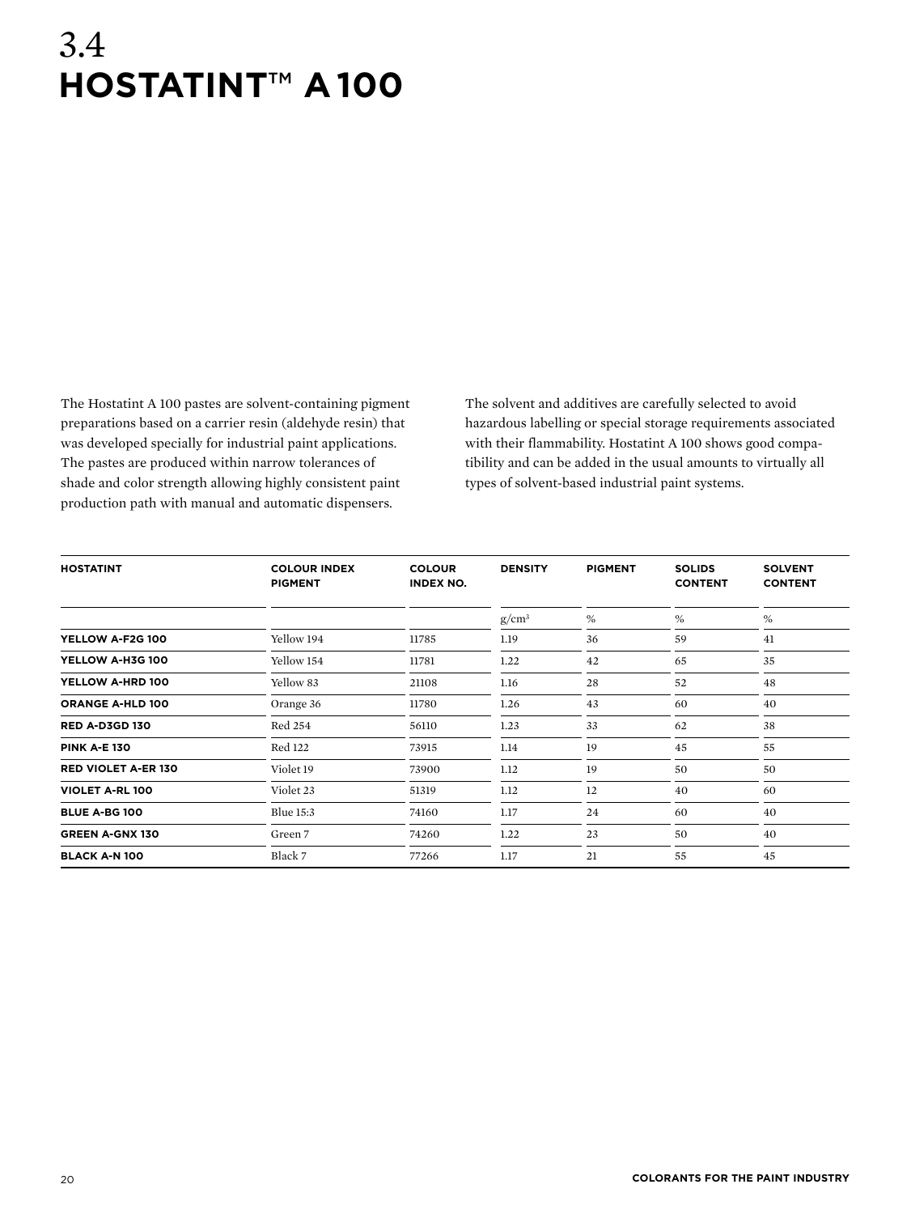# 3.4 HOSTATINT™ A 100

The Hostatint A 100 pastes are solvent-containing pigment preparations based on a carrier resin (aldehyde resin) that was developed specially for industrial paint applications. The pastes are produced within narrow tolerances of shade and color strength allowing highly consistent paint production path with manual and automatic dispensers.

The solvent and additives are carefully selected to avoid hazardous labelling or special storage requirements associated with their flammability. Hostatint A 100 shows good compatibility and can be added in the usual amounts to virtually all types of solvent-based industrial paint systems.

| HOSTATINT | COLOUR INDEX PIGMENT | COLOUR INDEX NO. | DENSITY | PIGMENT | SOLIDS CONTENT | SOLVENT CONTENT |
|---|---|---|---|---|---|---|
| | | | g/cm³ | % | % | % |
| **YELLOW A-F2G 100** | Yellow 194 | 11785 | 1.19 | 36 | 59 | 41 |
| **YELLOW A-H3G 100** | Yellow 154 | 11781 | 1.22 | 42 | 65 | 35 |
| **YELLOW A-HRD 100** | Yellow 83 | 21108 | 1.16 | 28 | 52 | 48 |
| **ORANGE A-HLD 100** | Orange 36 | 11780 | 1.26 | 43 | 60 | 40 |
| **RED A-D3GD 130** | Red 254 | 56110 | 1.23 | 33 | 62 | 38 |
| **PINK A-E 130** | Red 122 | 73915 | 1.14 | 19 | 45 | 55 |
| **RED VIOLET A-ER 130** | Violet 19 | 73900 | 1.12 | 19 | 50 | 50 |
| **VIOLET A-RL 100** | Violet 23 | 51319 | 1.12 | 12 | 40 | 60 |
| **BLUE A-BG 100** | Blue 15:3 | 74160 | 1.17 | 24 | 60 | 40 |
| **GREEN A-GNX 130** | Green 7 | 74260 | 1.22 | 23 | 50 | 40 |
| **BLACK A-N 100** | Black 7 | 77266 | 1.17 | 21 | 55 | 45 |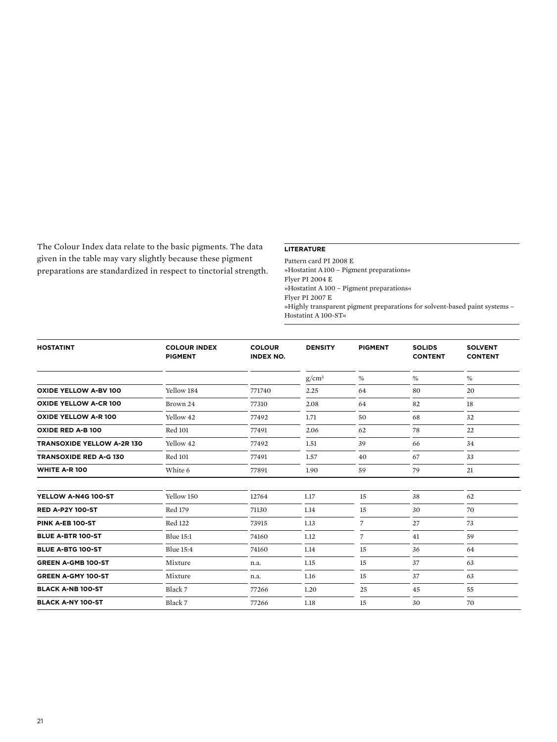The Colour Index data relate to the basic pigments. The data given in the table may vary slightly because these pigment preparations are standardized in respect to tinctorial strength.

**LITERATURE**

Pattern card PI 2008 E
»Hostatint A 100 – Pigment preparations«
Flyer PI 2004 E
»Hostatint A 100 – Pigment preparations«
Flyer PI 2007 E
»Highly transparent pigment preparations for solvent-based paint systems – Hostatint A 100-ST«

| HOSTATINT | COLOUR INDEX PIGMENT | COLOUR INDEX NO. | DENSITY | PIGMENT | SOLIDS CONTENT | SOLVENT CONTENT |
|---|---|---|---|---|---|---|
| | | | g/cm³ | % | % | % |
| **OXIDE YELLOW A-BV 100** | Yellow 184 | 771740 | 2.25 | 64 | 80 | 20 |
| **OXIDE YELLOW A-CR 100** | Brown 24 | 77310 | 2.08 | 64 | 82 | 18 |
| **OXIDE YELLOW A-R 100** | Yellow 42 | 77492 | 1.71 | 50 | 68 | 32 |
| **OXIDE RED A-B 100** | Red 101 | 77491 | 2.06 | 62 | 78 | 22 |
| **TRANSOXIDE YELLOW A-2R 130** | Yellow 42 | 77492 | 1.51 | 39 | 66 | 34 |
| **TRANSOXIDE RED A-G 130** | Red 101 | 77491 | 1.57 | 40 | 67 | 33 |
| **WHITE A-R 100** | White 6 | 77891 | 1.90 | 59 | 79 | 21 |
| **YELLOW A-N4G 100-ST** | Yellow 150 | 12764 | 1.17 | 15 | 38 | 62 |
| **RED A-P2Y 100-ST** | Red 179 | 71130 | 1.14 | 15 | 30 | 70 |
| **PINK A-EB 100-ST** | Red 122 | 73915 | 1.13 | 7 | 27 | 73 |
| **BLUE A-BTR 100-ST** | Blue 15:1 | 74160 | 1.12 | 7 | 41 | 59 |
| **BLUE A-BTG 100-ST** | Blue 15:4 | 74160 | 1.14 | 15 | 36 | 64 |
| **GREEN A-GMB 100-ST** | Mixture | n.a. | 1.15 | 15 | 37 | 63 |
| **GREEN A-GMY 100-ST** | Mixture | n.a. | 1.16 | 15 | 37 | 63 |
| **BLACK A-NB 100-ST** | Black 7 | 77266 | 1.20 | 25 | 45 | 55 |
| **BLACK A-NY 100-ST** | Black 7 | 77266 | 1.18 | 15 | 30 | 70 |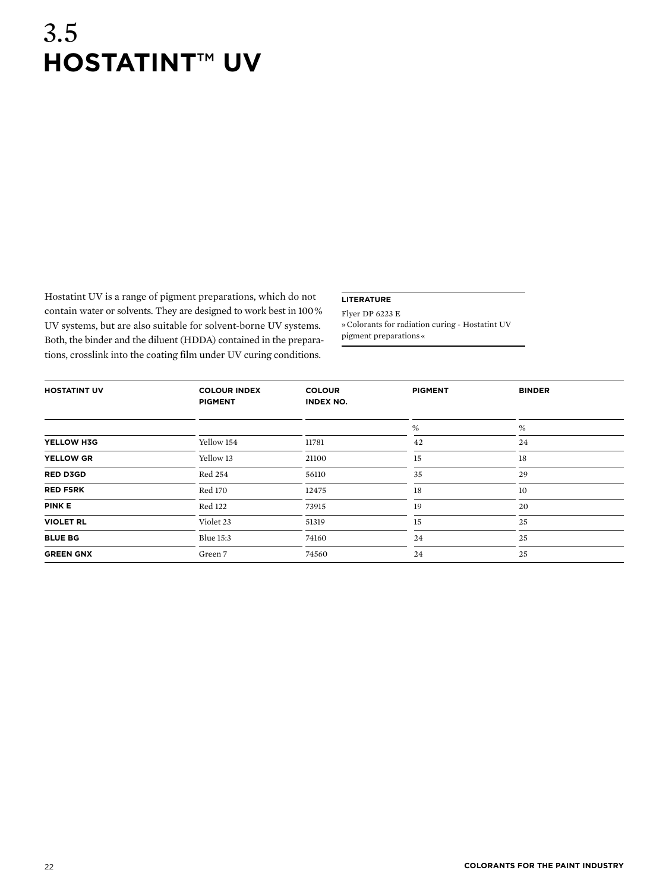# 3.5
# HOSTATINT™ UV

Hostatint UV is a range of pigment preparations, which do not contain water or solvents. They are designed to work best in 100 % UV systems, but are also suitable for solvent-borne UV systems. Both, the binder and the diluent (HDDA) contained in the preparations, crosslink into the coating film under UV curing conditions.

**LITERATURE**

Flyer DP 6223 E
» Colorants for radiation curing - Hostatint UV pigment preparations «

| HOSTATINT UV | COLOUR INDEX PIGMENT | COLOUR INDEX NO. | PIGMENT | BINDER |
|---|---|---|---|---|
| | | | % | % |
| **YELLOW H3G** | Yellow 154 | 11781 | 42 | 24 |
| **YELLOW GR** | Yellow 13 | 21100 | 15 | 18 |
| **RED D3GD** | Red 254 | 56110 | 35 | 29 |
| **RED F5RK** | Red 170 | 12475 | 18 | 10 |
| **PINK E** | Red 122 | 73915 | 19 | 20 |
| **VIOLET RL** | Violet 23 | 51319 | 15 | 25 |
| **BLUE BG** | Blue 15:3 | 74160 | 24 | 25 |
| **GREEN GNX** | Green 7 | 74560 | 24 | 25 |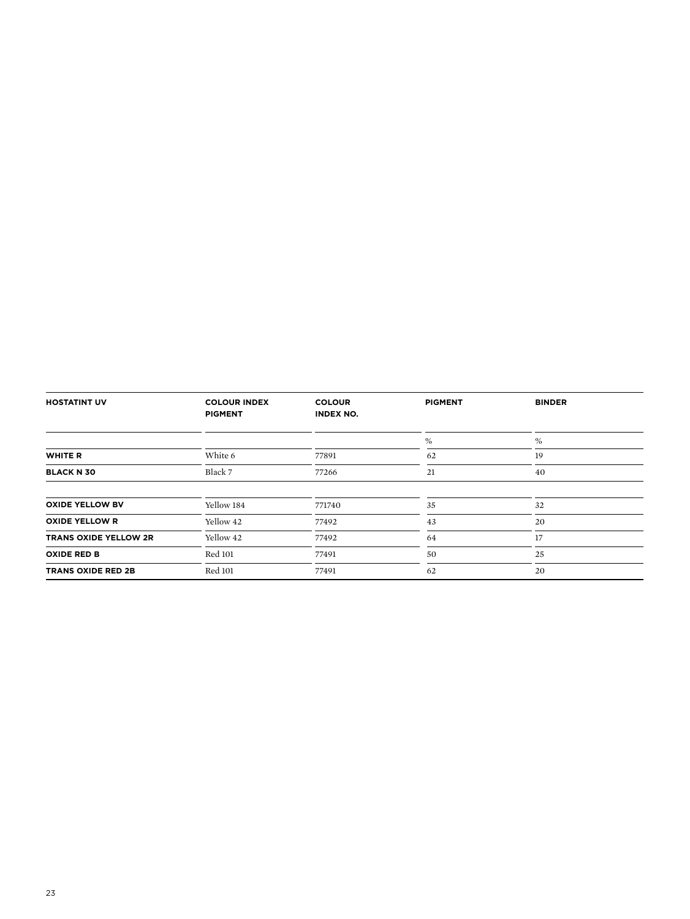| HOSTATINT UV | COLOUR INDEX PIGMENT | COLOUR INDEX NO. | PIGMENT | BINDER |
| --- | --- | --- | --- | --- |
| | | | % | % |
| **WHITE R** | White 6 | 77891 | 62 | 19 |
| **BLACK N 30** | Black 7 | 77266 | 21 | 40 |
| | | | | |
| **OXIDE YELLOW BV** | Yellow 184 | 771740 | 35 | 32 |
| **OXIDE YELLOW R** | Yellow 42 | 77492 | 43 | 20 |
| **TRANS OXIDE YELLOW 2R** | Yellow 42 | 77492 | 64 | 17 |
| **OXIDE RED B** | Red 101 | 77491 | 50 | 25 |
| **TRANS OXIDE RED 2B** | Red 101 | 77491 | 62 | 20 |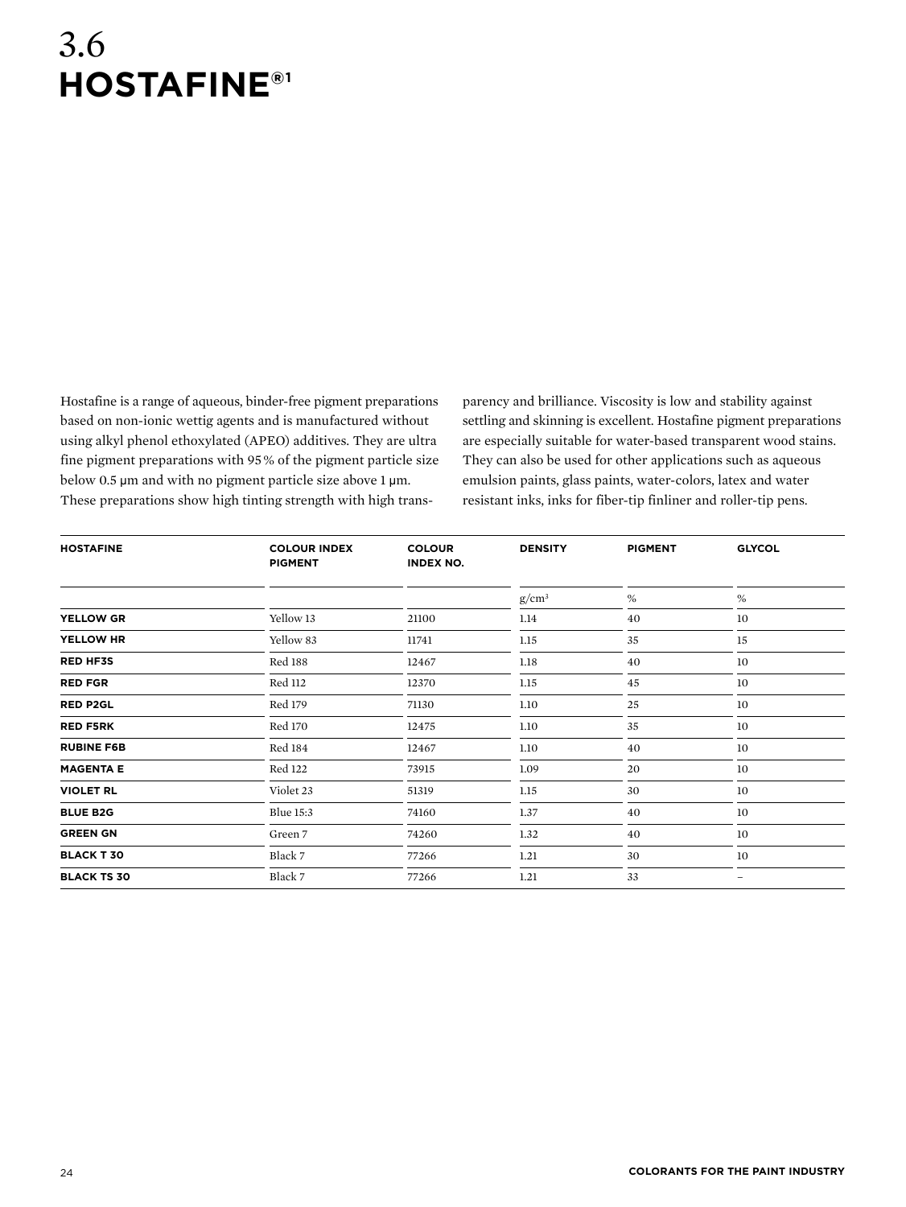# 3.6 HOSTAFINE®[1]

Hostafine is a range of aqueous, binder-free pigment preparations based on non-ionic wettig agents and is manufactured without using alkyl phenol ethoxylated (APEO) additives. They are ultra fine pigment preparations with 95 % of the pigment particle size below 0.5 μm and with no pigment particle size above 1 μm. These preparations show high tinting strength with high transparency and brilliance. Viscosity is low and stability against settling and skinning is excellent. Hostafine pigment preparations are especially suitable for water-based transparent wood stains. They can also be used for other applications such as aqueous emulsion paints, glass paints, water-colors, latex and water resistant inks, inks for fiber-tip finliner and roller-tip pens.

| HOSTAFINE | COLOUR INDEX PIGMENT | COLOUR INDEX NO. | DENSITY | PIGMENT | GLYCOL |
|---|---|---|---|---|---|
| | | | g/cm³ | % | % |
| **YELLOW GR** | Yellow 13 | 21100 | 1.14 | 40 | 10 |
| **YELLOW HR** | Yellow 83 | 11741 | 1.15 | 35 | 15 |
| **RED HF3S** | Red 188 | 12467 | 1.18 | 40 | 10 |
| **RED FGR** | Red 112 | 12370 | 1.15 | 45 | 10 |
| **RED P2GL** | Red 179 | 71130 | 1.10 | 25 | 10 |
| **RED F5RK** | Red 170 | 12475 | 1.10 | 35 | 10 |
| **RUBINE F6B** | Red 184 | 12467 | 1.10 | 40 | 10 |
| **MAGENTA E** | Red 122 | 73915 | 1.09 | 20 | 10 |
| **VIOLET RL** | Violet 23 | 51319 | 1.15 | 30 | 10 |
| **BLUE B2G** | Blue 15:3 | 74160 | 1.37 | 40 | 10 |
| **GREEN GN** | Green 7 | 74260 | 1.32 | 40 | 10 |
| **BLACK T 30** | Black 7 | 77266 | 1.21 | 30 | 10 |
| **BLACK TS 30** | Black 7 | 77266 | 1.21 | 33 | – |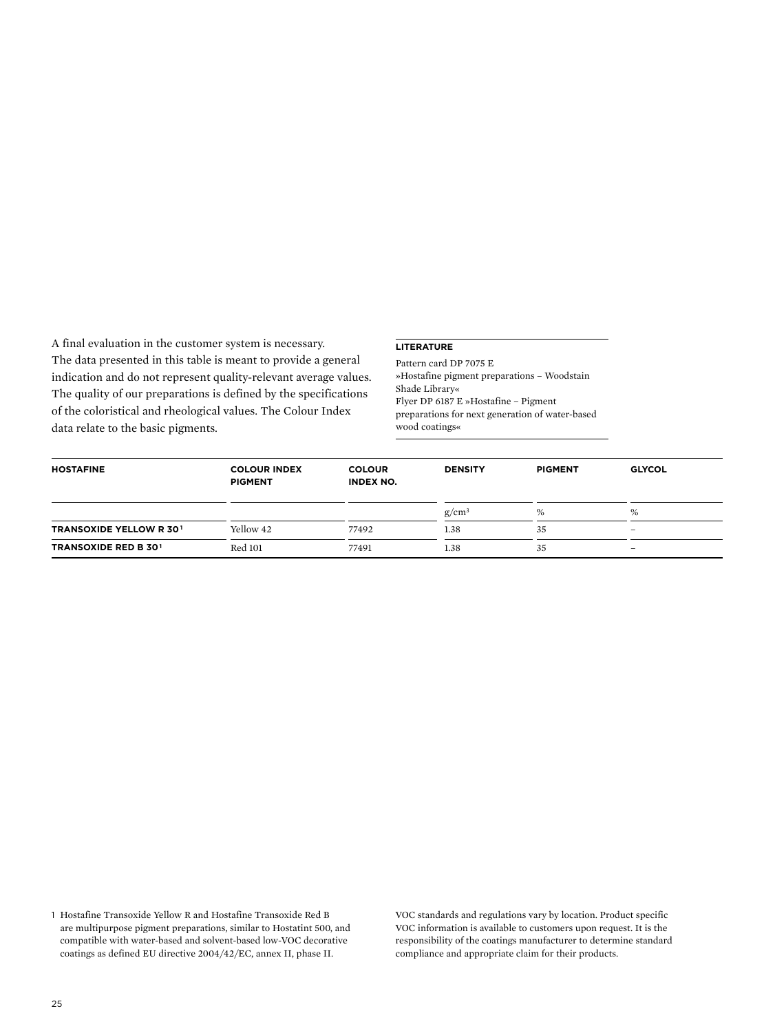A final evaluation in the customer system is necessary. The data presented in this table is meant to provide a general indication and do not represent quality-relevant average values. The quality of our preparations is defined by the specifications of the coloristical and rheological values. The Colour Index data relate to the basic pigments.

**LITERATURE**

Pattern card DP 7075 E
»Hostafine pigment preparations – Woodstain Shade Library«
Flyer DP 6187 E »Hostafine – Pigment preparations for next generation of water-based wood coatings«

| HOSTAFINE | COLOUR INDEX PIGMENT | COLOUR INDEX NO. | DENSITY | PIGMENT | GLYCOL |
|---|---|---|---|---|---|
| | | | $g/cm^3$ | % | % |
| **TRANSOXIDE YELLOW R 30** [1] | Yellow 42 | 77492 | 1.38 | 35 | – |
| **TRANSOXIDE RED B 30** [1] | Red 101 | 77491 | 1.38 | 35 | – |

1 Hostafine Transoxide Yellow R and Hostafine Transoxide Red B are multipurpose pigment preparations, similar to Hostatint 500, and compatible with water-based and solvent-based low-VOC decorative coatings as defined EU directive 2004/42/EC, annex II, phase II.

VOC standards and regulations vary by location. Product specific VOC information is available to customers upon request. It is the responsibility of the coatings manufacturer to determine standard compliance and appropriate claim for their products.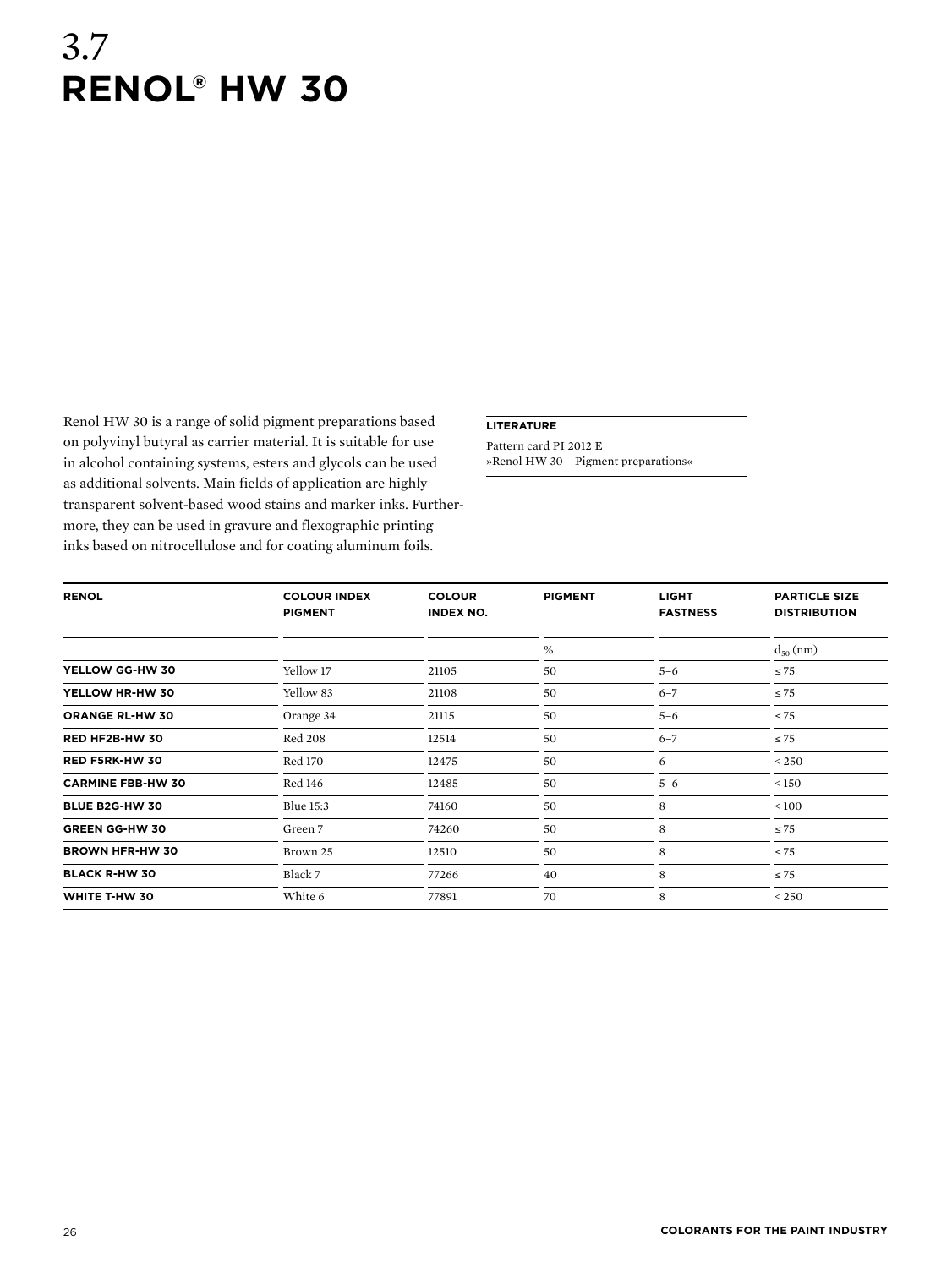# 3.7 RENOL® HW 30

Renol HW 30 is a range of solid pigment preparations based on polyvinyl butyral as carrier material. It is suitable for use in alcohol containing systems, esters and glycols can be used as additional solvents. Main fields of application are highly transparent solvent-based wood stains and marker inks. Furthermore, they can be used in gravure and flexographic printing inks based on nitrocellulose and for coating aluminum foils.

**LITERATURE**

Pattern card PI 2012 E
»Renol HW 30 – Pigment preparations«

| RENOL | COLOUR INDEX PIGMENT | COLOUR INDEX NO. | PIGMENT | LIGHT FASTNESS | PARTICLE SIZE DISTRIBUTION |
|---|---|---|---|---|---|
| | | | % | | $d_{50}$ (nm) |
| **YELLOW GG-HW 30** | Yellow 17 | 21105 | 50 | 5–6 | ≤ 75 |
| **YELLOW HR-HW 30** | Yellow 83 | 21108 | 50 | 6–7 | ≤ 75 |
| **ORANGE RL-HW 30** | Orange 34 | 21115 | 50 | 5–6 | ≤ 75 |
| **RED HF2B-HW 30** | Red 208 | 12514 | 50 | 6–7 | ≤ 75 |
| **RED F5RK-HW 30** | Red 170 | 12475 | 50 | 6 | < 250 |
| **CARMINE FBB-HW 30** | Red 146 | 12485 | 50 | 5–6 | < 150 |
| **BLUE B2G-HW 30** | Blue 15:3 | 74160 | 50 | 8 | < 100 |
| **GREEN GG-HW 30** | Green 7 | 74260 | 50 | 8 | ≤ 75 |
| **BROWN HFR-HW 30** | Brown 25 | 12510 | 50 | 8 | ≤ 75 |
| **BLACK R-HW 30** | Black 7 | 77266 | 40 | 8 | ≤ 75 |
| **WHITE T-HW 30** | White 6 | 77891 | 70 | 8 | < 250 |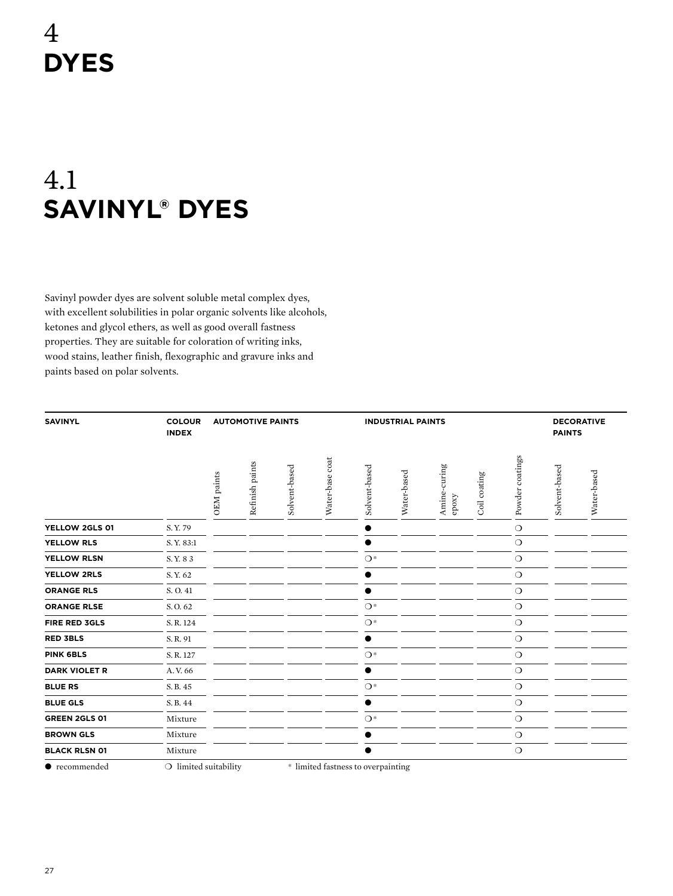# 4
# DYES

## 4.1
## SAVINYL® DYES

Savinyl powder dyes are solvent soluble metal complex dyes, with excellent solubilities in polar organic solvents like alcohols, ketones and glycol ethers, as well as good overall fastness properties. They are suitable for coloration of writing inks, wood stains, leather finish, flexographic and gravure inks and paints based on polar solvents.

| SAVINYL | COLOUR INDEX | AUTOMOTIVE PAINTS | | | | INDUSTRIAL PAINTS | | | | | DECORATIVE PAINTS | |
|---|---|---|---|---|---|---|---|---|---|---|---|---|
| | | OEM paints | Refinish paints | Solvent-based | Water-base coat | Solvent-based | Water-based | Amine-curing epoxy | Coil coating | Powder coatings | Solvent-based | Water-based |
| **YELLOW 2GLS 01** | S. Y. 79 | | | | | ● | | | | ❍ | | |
| **YELLOW RLS** | S. Y. 83:1 | | | | | ● | | | | ❍ | | |
| **YELLOW RLSN** | S. Y. 8 3 | | | | | ❍* | | | | ❍ | | |
| **YELLOW 2RLS** | S. Y. 62 | | | | | ● | | | | ❍ | | |
| **ORANGE RLS** | S. O. 41 | | | | | ● | | | | ❍ | | |
| **ORANGE RLSE** | S. O. 62 | | | | | ❍* | | | | ❍ | | |
| **FIRE RED 3GLS** | S. R. 124 | | | | | ❍* | | | | ❍ | | |
| **RED 3BLS** | S. R. 91 | | | | | ● | | | | ❍ | | |
| **PINK 6BLS** | S. R. 127 | | | | | ❍* | | | | ❍ | | |
| **DARK VIOLET R** | A. V. 66 | | | | | ● | | | | ❍ | | |
| **BLUE RS** | S. B. 45 | | | | | ❍* | | | | ❍ | | |
| **BLUE GLS** | S. B. 44 | | | | | ● | | | | ❍ | | |
| **GREEN 2GLS 01** | Mixture | | | | | ❍* | | | | ❍ | | |
| **BROWN GLS** | Mixture | | | | | ● | | | | ❍ | | |
| **BLACK RLSN 01** | Mixture | | | | | ● | | | | ❍ | | |

● recommended ❍ limited suitability * limited fastness to overpainting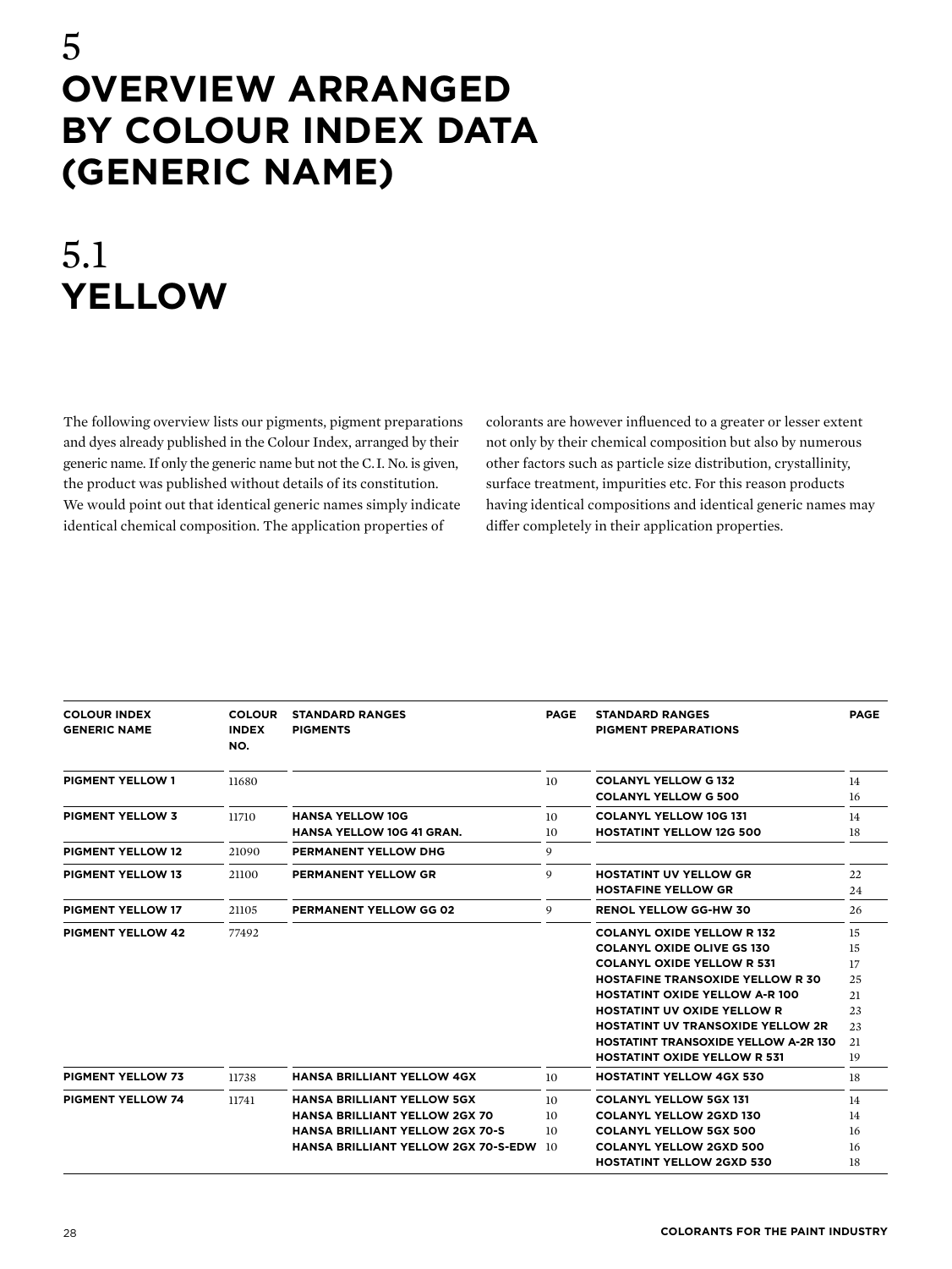# 5 OVERVIEW ARRANGED BY COLOUR INDEX DATA (GENERIC NAME)

## 5.1 YELLOW

The following overview lists our pigments, pigment preparations and dyes already published in the Colour Index, arranged by their generic name. If only the generic name but not the C. I. No. is given, the product was published without details of its constitution. We would point out that identical generic names simply indicate identical chemical composition. The application properties of colorants are however influenced to a greater or lesser extent not only by their chemical composition but also by numerous other factors such as particle size distribution, crystallinity, surface treatment, impurities etc. For this reason products having identical compositions and identical generic names may differ completely in their application properties.

| COLOUR INDEX GENERIC NAME | COLOUR INDEX NO. | STANDARD RANGES PIGMENTS | PAGE | STANDARD RANGES PIGMENT PREPARATIONS | PAGE |
|---|---|---|---|---|---|
| **PIGMENT YELLOW 1** | 11680 | | 10 | **COLANYL YELLOW G 132** | 14 |
| | | | | **COLANYL YELLOW G 500** | 16 |
| **PIGMENT YELLOW 3** | 11710 | **HANSA YELLOW 10G** | 10 | **COLANYL YELLOW 10G 131** | 14 |
| | | **HANSA YELLOW 10G 41 GRAN.** | 10 | **HOSTATINT YELLOW 12G 500** | 18 |
| **PIGMENT YELLOW 12** | 21090 | **PERMANENT YELLOW DHG** | 9 | | |
| **PIGMENT YELLOW 13** | 21100 | **PERMANENT YELLOW GR** | 9 | **HOSTATINT UV YELLOW GR** | 22 |
| | | | | **HOSTAFINE YELLOW GR** | 24 |
| **PIGMENT YELLOW 17** | 21105 | **PERMANENT YELLOW GG 02** | 9 | **RENOL YELLOW GG-HW 30** | 26 |
| **PIGMENT YELLOW 42** | 77492 | | | **COLANYL OXIDE YELLOW R 132** | 15 |
| | | | | **COLANYL OXIDE OLIVE GS 130** | 15 |
| | | | | **COLANYL OXIDE YELLOW R 531** | 17 |
| | | | | **HOSTAFINE TRANSOXIDE YELLOW R 30** | 25 |
| | | | | **HOSTATINT OXIDE YELLOW A-R 100** | 21 |
| | | | | **HOSTATINT UV OXIDE YELLOW R** | 23 |
| | | | | **HOSTATINT UV TRANSOXIDE YELLOW 2R** | 23 |
| | | | | **HOSTATINT TRANSOXIDE YELLOW A-2R 130** | 21 |
| | | | | **HOSTATINT OXIDE YELLOW R 531** | 19 |
| **PIGMENT YELLOW 73** | 11738 | **HANSA BRILLIANT YELLOW 4GX** | 10 | **HOSTATINT YELLOW 4GX 530** | 18 |
| **PIGMENT YELLOW 74** | 11741 | **HANSA BRILLIANT YELLOW 5GX** | 10 | **COLANYL YELLOW 5GX 131** | 14 |
| | | **HANSA BRILLIANT YELLOW 2GX 70** | 10 | **COLANYL YELLOW 2GXD 130** | 14 |
| | | **HANSA BRILLIANT YELLOW 2GX 70-S** | 10 | **COLANYL YELLOW 5GX 500** | 16 |
| | | **HANSA BRILLIANT YELLOW 2GX 70-S-EDW** | 10 | **COLANYL YELLOW 2GXD 500** | 16 |
| | | | | **HOSTATINT YELLOW 2GXD 530** | 18 |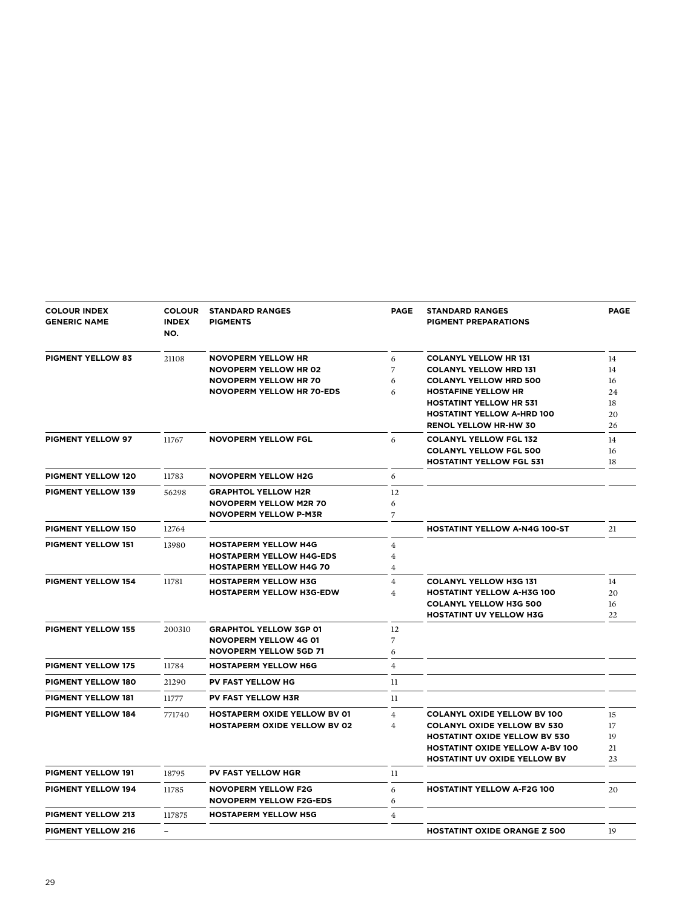| COLOUR INDEX GENERIC NAME | COLOUR INDEX NO. | STANDARD RANGES PIGMENTS | PAGE | STANDARD RANGES PIGMENT PREPARATIONS | PAGE |
|---|---|---|---|---|---|
| **PIGMENT YELLOW 83** | 21108 | **NOVOPERM YELLOW HR** | 6 | **COLANYL YELLOW HR 131** | 14 |
| | | **NOVOPERM YELLOW HR 02** | 7 | **COLANYL YELLOW HRD 131** | 14 |
| | | **NOVOPERM YELLOW HR 70** | 6 | **COLANYL YELLOW HRD 500** | 16 |
| | | **NOVOPERM YELLOW HR 70-EDS** | 6 | **HOSTAFINE YELLOW HR** | 24 |
| | | | | **HOSTATINT YELLOW HR 531** | 18 |
| | | | | **HOSTATINT YELLOW A-HRD 100** | 20 |
| | | | | **RENOL YELLOW HR-HW 30** | 26 |
| **PIGMENT YELLOW 97** | 11767 | **NOVOPERM YELLOW FGL** | 6 | **COLANYL YELLOW FGL 132** | 14 |
| | | | | **COLANYL YELLOW FGL 500** | 16 |
| | | | | **HOSTATINT YELLOW FGL 531** | 18 |
| **PIGMENT YELLOW 120** | 11783 | **NOVOPERM YELLOW H2G** | 6 | | |
| **PIGMENT YELLOW 139** | 56298 | **GRAPHTOL YELLOW H2R** | 12 | | |
| | | **NOVOPERM YELLOW M2R 70** | 6 | | |
| | | **NOVOPERM YELLOW P-M3R** | 7 | | |
| **PIGMENT YELLOW 150** | 12764 | | | **HOSTATINT YELLOW A-N4G 100-ST** | 21 |
| **PIGMENT YELLOW 151** | 13980 | **HOSTAPERM YELLOW H4G** | 4 | | |
| | | **HOSTAPERM YELLOW H4G-EDS** | 4 | | |
| | | **HOSTAPERM YELLOW H4G 70** | 4 | | |
| **PIGMENT YELLOW 154** | 11781 | **HOSTAPERM YELLOW H3G** | 4 | **COLANYL YELLOW H3G 131** | 14 |
| | | **HOSTAPERM YELLOW H3G-EDW** | 4 | **HOSTATINT YELLOW A-H3G 100** | 20 |
| | | | | **COLANYL YELLOW H3G 500** | 16 |
| | | | | **HOSTATINT UV YELLOW H3G** | 22 |
| **PIGMENT YELLOW 155** | 200310 | **GRAPHTOL YELLOW 3GP 01** | 12 | | |
| | | **NOVOPERM YELLOW 4G 01** | 7 | | |
| | | **NOVOPERM YELLOW 5GD 71** | 6 | | |
| **PIGMENT YELLOW 175** | 11784 | **HOSTAPERM YELLOW H6G** | 4 | | |
| **PIGMENT YELLOW 180** | 21290 | **PV FAST YELLOW HG** | 11 | | |
| **PIGMENT YELLOW 181** | 11777 | **PV FAST YELLOW H3R** | 11 | | |
| **PIGMENT YELLOW 184** | 771740 | **HOSTAPERM OXIDE YELLOW BV 01** | 4 | **COLANYL OXIDE YELLOW BV 100** | 15 |
| | | **HOSTAPERM OXIDE YELLOW BV 02** | 4 | **COLANYL OXIDE YELLOW BV 530** | 17 |
| | | | | **HOSTATINT OXIDE YELLOW BV 530** | 19 |
| | | | | **HOSTATINT OXIDE YELLOW A-BV 100** | 21 |
| | | | | **HOSTATINT UV OXIDE YELLOW BV** | 23 |
| **PIGMENT YELLOW 191** | 18795 | **PV FAST YELLOW HGR** | 11 | | |
| **PIGMENT YELLOW 194** | 11785 | **NOVOPERM YELLOW F2G** | 6 | **HOSTATINT YELLOW A-F2G 100** | 20 |
| | | **NOVOPERM YELLOW F2G-EDS** | 6 | | |
| **PIGMENT YELLOW 213** | 117875 | **HOSTAPERM YELLOW H5G** | 4 | | |
| **PIGMENT YELLOW 216** | – | | | **HOSTATINT OXIDE ORANGE Z 500** | 19 |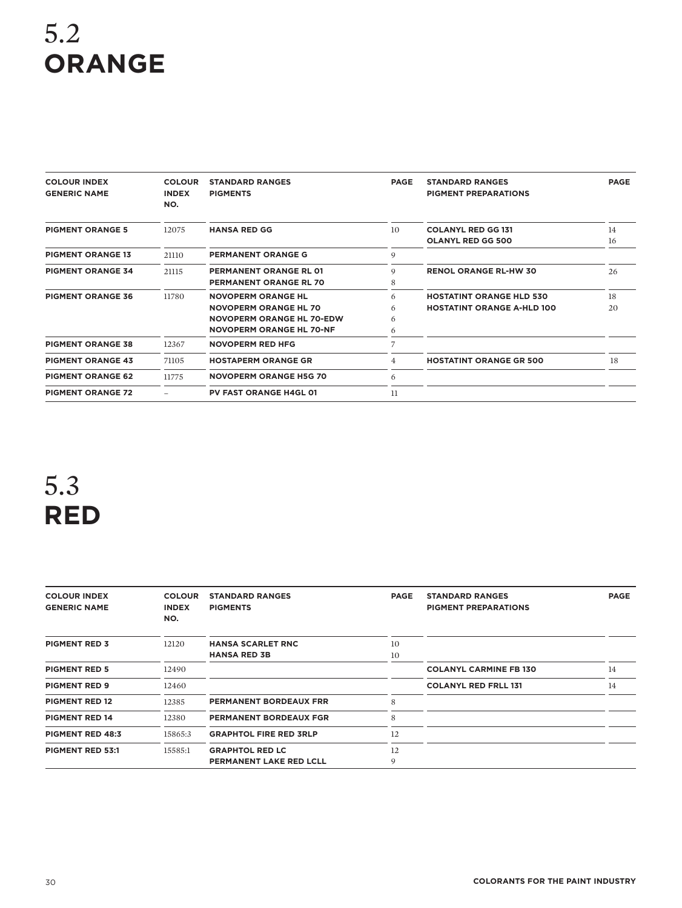# 5.2 ORANGE

| COLOUR INDEX GENERIC NAME | COLOUR INDEX NO. | STANDARD RANGES PIGMENTS | PAGE | STANDARD RANGES PIGMENT PREPARATIONS | PAGE |
|---|---|---|---|---|---|
| **PIGMENT ORANGE 5** | 12075 | **HANSA RED GG** | 10 | **COLANYL RED GG 131**<br>**OLANYL RED GG 500** | 14<br>16 |
| **PIGMENT ORANGE 13** | 21110 | **PERMANENT ORANGE G** | 9 | | |
| **PIGMENT ORANGE 34** | 21115 | **PERMANENT ORANGE RL 01**<br>**PERMANENT ORANGE RL 70** | 9<br>8 | **RENOL ORANGE RL-HW 30** | 26 |
| **PIGMENT ORANGE 36** | 11780 | **NOVOPERM ORANGE HL**<br>**NOVOPERM ORANGE HL 70**<br>**NOVOPERM ORANGE HL 70-EDW**<br>**NOVOPERM ORANGE HL 70-NF** | 6<br>6<br>6<br>6 | **HOSTATINT ORANGE HLD 530**<br>**HOSTATINT ORANGE A-HLD 100** | 18<br>20 |
| **PIGMENT ORANGE 38** | 12367 | **NOVOPERM RED HFG** | 7 | | |
| **PIGMENT ORANGE 43** | 71105 | **HOSTAPERM ORANGE GR** | 4 | **HOSTATINT ORANGE GR 500** | 18 |
| **PIGMENT ORANGE 62** | 11775 | **NOVOPERM ORANGE H5G 70** | 6 | | |
| **PIGMENT ORANGE 72** | – | **PV FAST ORANGE H4GL 01** | 11 | | |

# 5.3 RED

| COLOUR INDEX GENERIC NAME | COLOUR INDEX NO. | STANDARD RANGES PIGMENTS | PAGE | STANDARD RANGES PIGMENT PREPARATIONS | PAGE |
|---|---|---|---|---|---|
| **PIGMENT RED 3** | 12120 | **HANSA SCARLET RNC**<br>**HANSA RED 3B** | 10<br>10 | | |
| **PIGMENT RED 5** | 12490 | | | **COLANYL CARMINE FB 130** | 14 |
| **PIGMENT RED 9** | 12460 | | | **COLANYL RED FRLL 131** | 14 |
| **PIGMENT RED 12** | 12385 | **PERMANENT BORDEAUX FRR** | 8 | | |
| **PIGMENT RED 14** | 12380 | **PERMANENT BORDEAUX FGR** | 8 | | |
| **PIGMENT RED 48:3** | 15865:3 | **GRAPHTOL FIRE RED 3RLP** | 12 | | |
| **PIGMENT RED 53:1** | 15585:1 | **GRAPHTOL RED LC**<br>**PERMANENT LAKE RED LCLL** | 12<br>9 | | |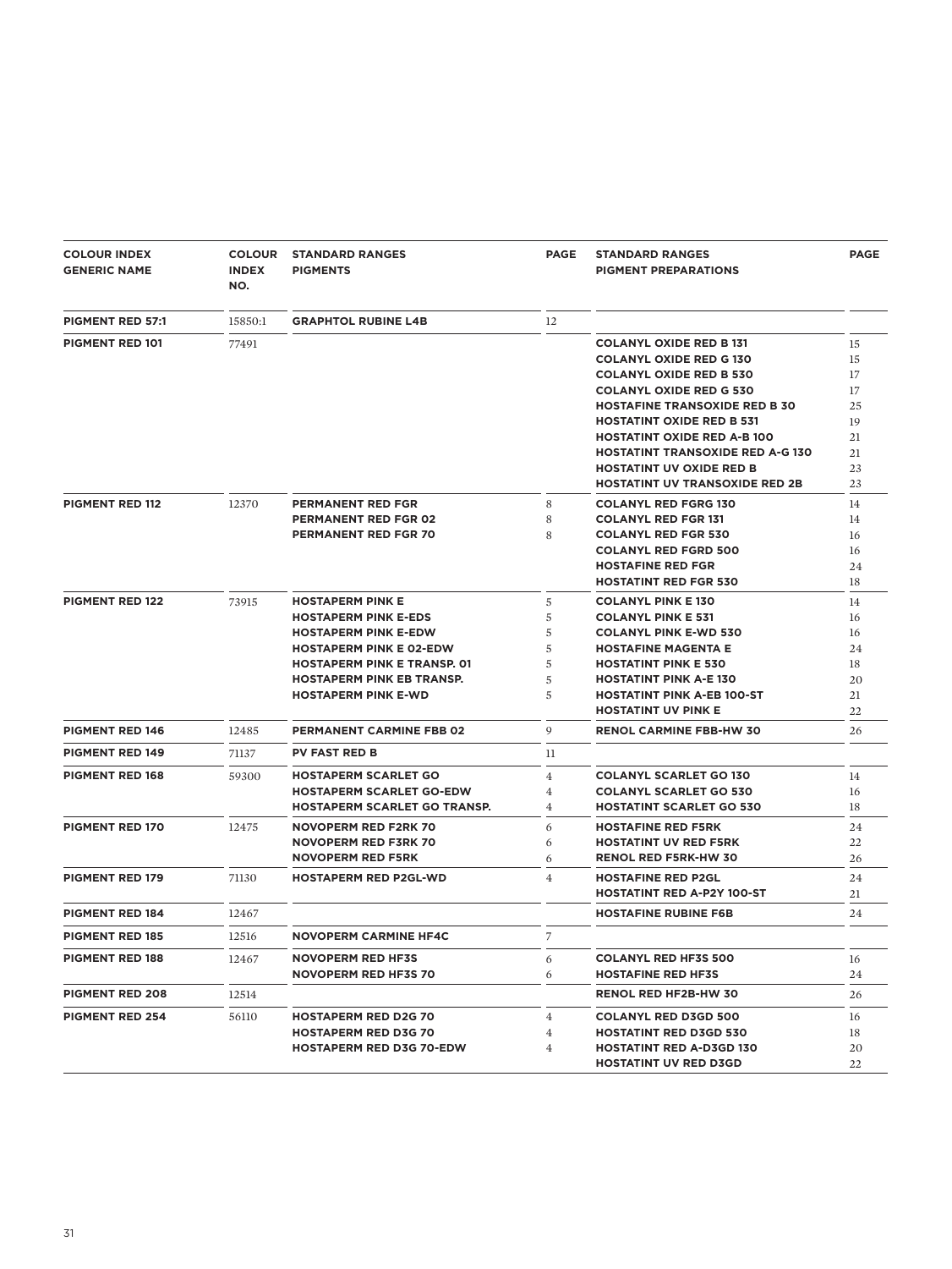| COLOUR INDEX GENERIC NAME | COLOUR INDEX NO. | STANDARD RANGES PIGMENTS | PAGE | STANDARD RANGES PIGMENT PREPARATIONS | PAGE |
|---|---|---|---|---|---|
| **PIGMENT RED 57:1** | 15850:1 | **GRAPHTOL RUBINE L4B** | 12 | | |
| **PIGMENT RED 101** | 77491 | | | **COLANYL OXIDE RED B 131** | 15 |
| | | | | **COLANYL OXIDE RED G 130** | 15 |
| | | | | **COLANYL OXIDE RED B 530** | 17 |
| | | | | **COLANYL OXIDE RED G 530** | 17 |
| | | | | **HOSTAFINE TRANSOXIDE RED B 30** | 25 |
| | | | | **HOSTATINT OXIDE RED B 531** | 19 |
| | | | | **HOSTATINT OXIDE RED A-B 100** | 21 |
| | | | | **HOSTATINT TRANSOXIDE RED A-G 130** | 21 |
| | | | | **HOSTATINT UV OXIDE RED B** | 23 |
| | | | | **HOSTATINT UV TRANSOXIDE RED 2B** | 23 |
| **PIGMENT RED 112** | 12370 | **PERMANENT RED FGR** | 8 | **COLANYL RED FGRG 130** | 14 |
| | | **PERMANENT RED FGR 02** | 8 | **COLANYL RED FGR 131** | 14 |
| | | **PERMANENT RED FGR 70** | 8 | **COLANYL RED FGR 530** | 16 |
| | | | | **COLANYL RED FGRD 500** | 16 |
| | | | | **HOSTAFINE RED FGR** | 24 |
| | | | | **HOSTATINT RED FGR 530** | 18 |
| **PIGMENT RED 122** | 73915 | **HOSTAPERM PINK E** | 5 | **COLANYL PINK E 130** | 14 |
| | | **HOSTAPERM PINK E-EDS** | 5 | **COLANYL PINK E 531** | 16 |
| | | **HOSTAPERM PINK E-EDW** | 5 | **COLANYL PINK E-WD 530** | 16 |
| | | **HOSTAPERM PINK E 02-EDW** | 5 | **HOSTAFINE MAGENTA E** | 24 |
| | | **HOSTAPERM PINK E TRANSP. 01** | 5 | **HOSTATINT PINK E 530** | 18 |
| | | **HOSTAPERM PINK EB TRANSP.** | 5 | **HOSTATINT PINK A-E 130** | 20 |
| | | **HOSTAPERM PINK E-WD** | 5 | **HOSTATINT PINK A-EB 100-ST** | 21 |
| | | | | **HOSTATINT UV PINK E** | 22 |
| **PIGMENT RED 146** | 12485 | **PERMANENT CARMINE FBB 02** | 9 | **RENOL CARMINE FBB-HW 30** | 26 |
| **PIGMENT RED 149** | 71137 | **PV FAST RED B** | 11 | | |
| **PIGMENT RED 168** | 59300 | **HOSTAPERM SCARLET GO** | 4 | **COLANYL SCARLET GO 130** | 14 |
| | | **HOSTAPERM SCARLET GO-EDW** | 4 | **COLANYL SCARLET GO 530** | 16 |
| | | **HOSTAPERM SCARLET GO TRANSP.** | 4 | **HOSTATINT SCARLET GO 530** | 18 |
| **PIGMENT RED 170** | 12475 | **NOVOPERM RED F2RK 70** | 6 | **HOSTAFINE RED F5RK** | 24 |
| | | **NOVOPERM RED F3RK 70** | 6 | **HOSTATINT UV RED F5RK** | 22 |
| | | **NOVOPERM RED F5RK** | 6 | **RENOL RED F5RK-HW 30** | 26 |
| **PIGMENT RED 179** | 71130 | **HOSTAPERM RED P2GL-WD** | 4 | **HOSTAFINE RED P2GL** | 24 |
| | | | | **HOSTATINT RED A-P2Y 100-ST** | 21 |
| **PIGMENT RED 184** | 12467 | | | **HOSTAFINE RUBINE F6B** | 24 |
| **PIGMENT RED 185** | 12516 | **NOVOPERM CARMINE HF4C** | 7 | | |
| **PIGMENT RED 188** | 12467 | **NOVOPERM RED HF3S** | 6 | **COLANYL RED HF3S 500** | 16 |
| | | **NOVOPERM RED HF3S 70** | 6 | **HOSTAFINE RED HF3S** | 24 |
| **PIGMENT RED 208** | 12514 | | | **RENOL RED HF2B-HW 30** | 26 |
| **PIGMENT RED 254** | 56110 | **HOSTAPERM RED D2G 70** | 4 | **COLANYL RED D3GD 500** | 16 |
| | | **HOSTAPERM RED D3G 70** | 4 | **HOSTATINT RED D3GD 530** | 18 |
| | | **HOSTAPERM RED D3G 70-EDW** | 4 | **HOSTATINT RED A-D3GD 130** | 20 |
| | | | | **HOSTATINT UV RED D3GD** | 22 |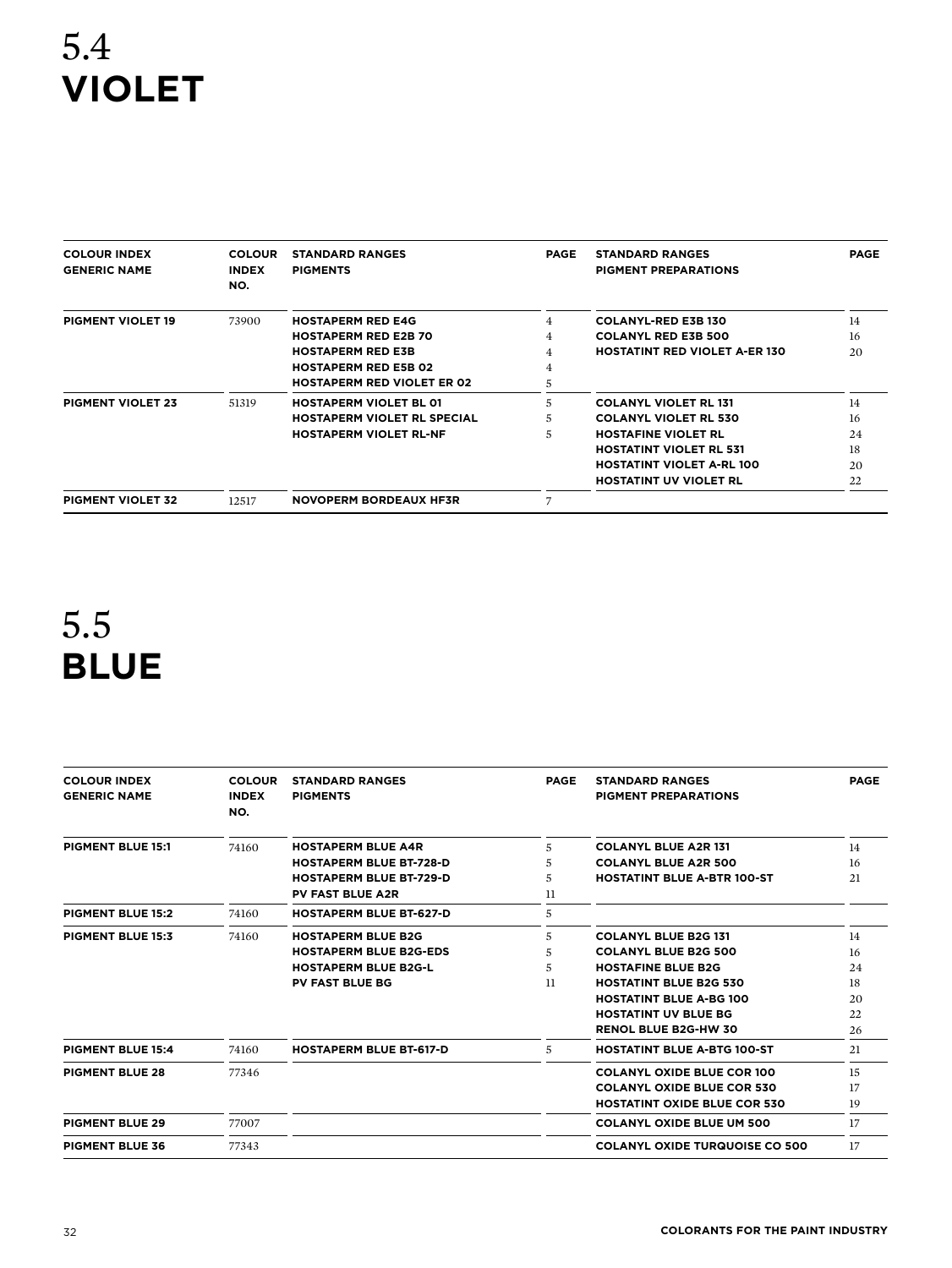# 5.4 VIOLET

| COLOUR INDEX GENERIC NAME | COLOUR INDEX NO. | STANDARD RANGES PIGMENTS | PAGE | STANDARD RANGES PIGMENT PREPARATIONS | PAGE |
|---|---|---|---|---|---|
| **PIGMENT VIOLET 19** | 73900 | **HOSTAPERM RED E4G** | 4 | **COLANYL-RED E3B 130** | 14 |
| | | **HOSTAPERM RED E2B 70** | 4 | **COLANYL RED E3B 500** | 16 |
| | | **HOSTAPERM RED E3B** | 4 | **HOSTATINT RED VIOLET A-ER 130** | 20 |
| | | **HOSTAPERM RED E5B 02** | 4 | | |
| | | **HOSTAPERM RED VIOLET ER 02** | 5 | | |
| **PIGMENT VIOLET 23** | 51319 | **HOSTAPERM VIOLET BL 01** | 5 | **COLANYL VIOLET RL 131** | 14 |
| | | **HOSTAPERM VIOLET RL SPECIAL** | 5 | **COLANYL VIOLET RL 530** | 16 |
| | | **HOSTAPERM VIOLET RL-NF** | 5 | **HOSTAFINE VIOLET RL** | 24 |
| | | | | **HOSTATINT VIOLET RL 531** | 18 |
| | | | | **HOSTATINT VIOLET A-RL 100** | 20 |
| | | | | **HOSTATINT UV VIOLET RL** | 22 |
| **PIGMENT VIOLET 32** | 12517 | **NOVOPERM BORDEAUX HF3R** | 7 | | |

# 5.5 BLUE

| COLOUR INDEX GENERIC NAME | COLOUR INDEX NO. | STANDARD RANGES PIGMENTS | PAGE | STANDARD RANGES PIGMENT PREPARATIONS | PAGE |
|---|---|---|---|---|---|
| **PIGMENT BLUE 15:1** | 74160 | **HOSTAPERM BLUE A4R** | 5 | **COLANYL BLUE A2R 131** | 14 |
| | | **HOSTAPERM BLUE BT-728-D** | 5 | **COLANYL BLUE A2R 500** | 16 |
| | | **HOSTAPERM BLUE BT-729-D** | 5 | **HOSTATINT BLUE A-BTR 100-ST** | 21 |
| | | **PV FAST BLUE A2R** | 11 | | |
| **PIGMENT BLUE 15:2** | 74160 | **HOSTAPERM BLUE BT-627-D** | 5 | | |
| **PIGMENT BLUE 15:3** | 74160 | **HOSTAPERM BLUE B2G** | 5 | **COLANYL BLUE B2G 131** | 14 |
| | | **HOSTAPERM BLUE B2G-EDS** | 5 | **COLANYL BLUE B2G 500** | 16 |
| | | **HOSTAPERM BLUE B2G-L** | 5 | **HOSTAFINE BLUE B2G** | 24 |
| | | **PV FAST BLUE BG** | 11 | **HOSTATINT BLUE B2G 530** | 18 |
| | | | | **HOSTATINT BLUE A-BG 100** | 20 |
| | | | | **HOSTATINT UV BLUE BG** | 22 |
| | | | | **RENOL BLUE B2G-HW 30** | 26 |
| **PIGMENT BLUE 15:4** | 74160 | **HOSTAPERM BLUE BT-617-D** | 5 | **HOSTATINT BLUE A-BTG 100-ST** | 21 |
| **PIGMENT BLUE 28** | 77346 | | | **COLANYL OXIDE BLUE COR 100** | 15 |
| | | | | **COLANYL OXIDE BLUE COR 530** | 17 |
| | | | | **HOSTATINT OXIDE BLUE COR 530** | 19 |
| **PIGMENT BLUE 29** | 77007 | | | **COLANYL OXIDE BLUE UM 500** | 17 |
| **PIGMENT BLUE 36** | 77343 | | | **COLANYL OXIDE TURQUOISE CO 500** | 17 |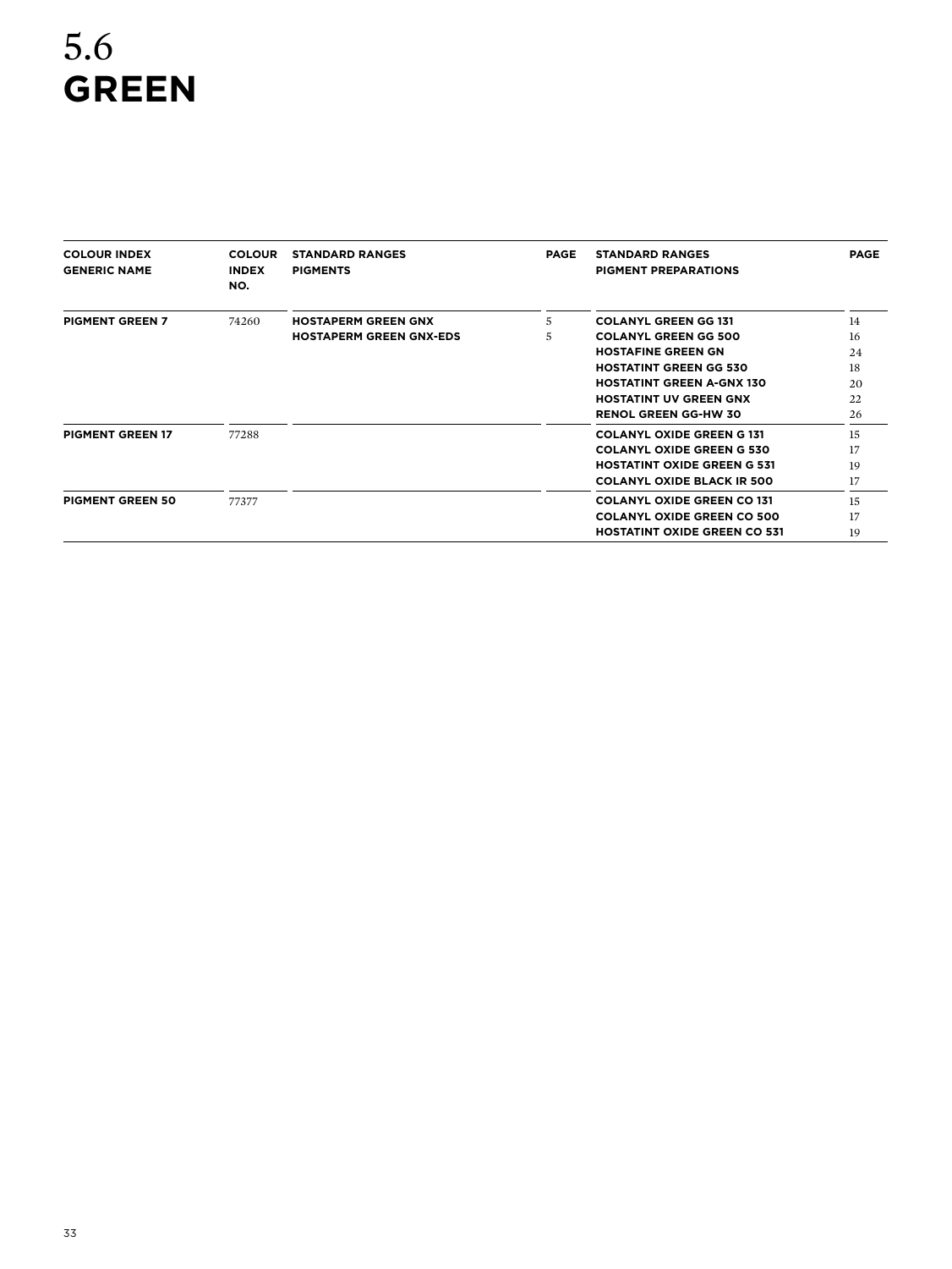# 5.6 GREEN

| COLOUR INDEX GENERIC NAME | COLOUR INDEX NO. | STANDARD RANGES PIGMENTS | PAGE | STANDARD RANGES PIGMENT PREPARATIONS | PAGE |
|---|---|---|---|---|---|
| **PIGMENT GREEN 7** | 74260 | **HOSTAPERM GREEN GNX** | 5 | **COLANYL GREEN GG 131** | 14 |
| | | **HOSTAPERM GREEN GNX-EDS** | 5 | **COLANYL GREEN GG 500** | 16 |
| | | | | **HOSTAFINE GREEN GN** | 24 |
| | | | | **HOSTATINT GREEN GG 530** | 18 |
| | | | | **HOSTATINT GREEN A-GNX 130** | 20 |
| | | | | **HOSTATINT UV GREEN GNX** | 22 |
| | | | | **RENOL GREEN GG-HW 30** | 26 |
| **PIGMENT GREEN 17** | 77288 | | | **COLANYL OXIDE GREEN G 131** | 15 |
| | | | | **COLANYL OXIDE GREEN G 530** | 17 |
| | | | | **HOSTATINT OXIDE GREEN G 531** | 19 |
| | | | | **COLANYL OXIDE BLACK IR 500** | 17 |
| **PIGMENT GREEN 50** | 77377 | | | **COLANYL OXIDE GREEN CO 131** | 15 |
| | | | | **COLANYL OXIDE GREEN CO 500** | 17 |
| | | | | **HOSTATINT OXIDE GREEN CO 531** | 19 |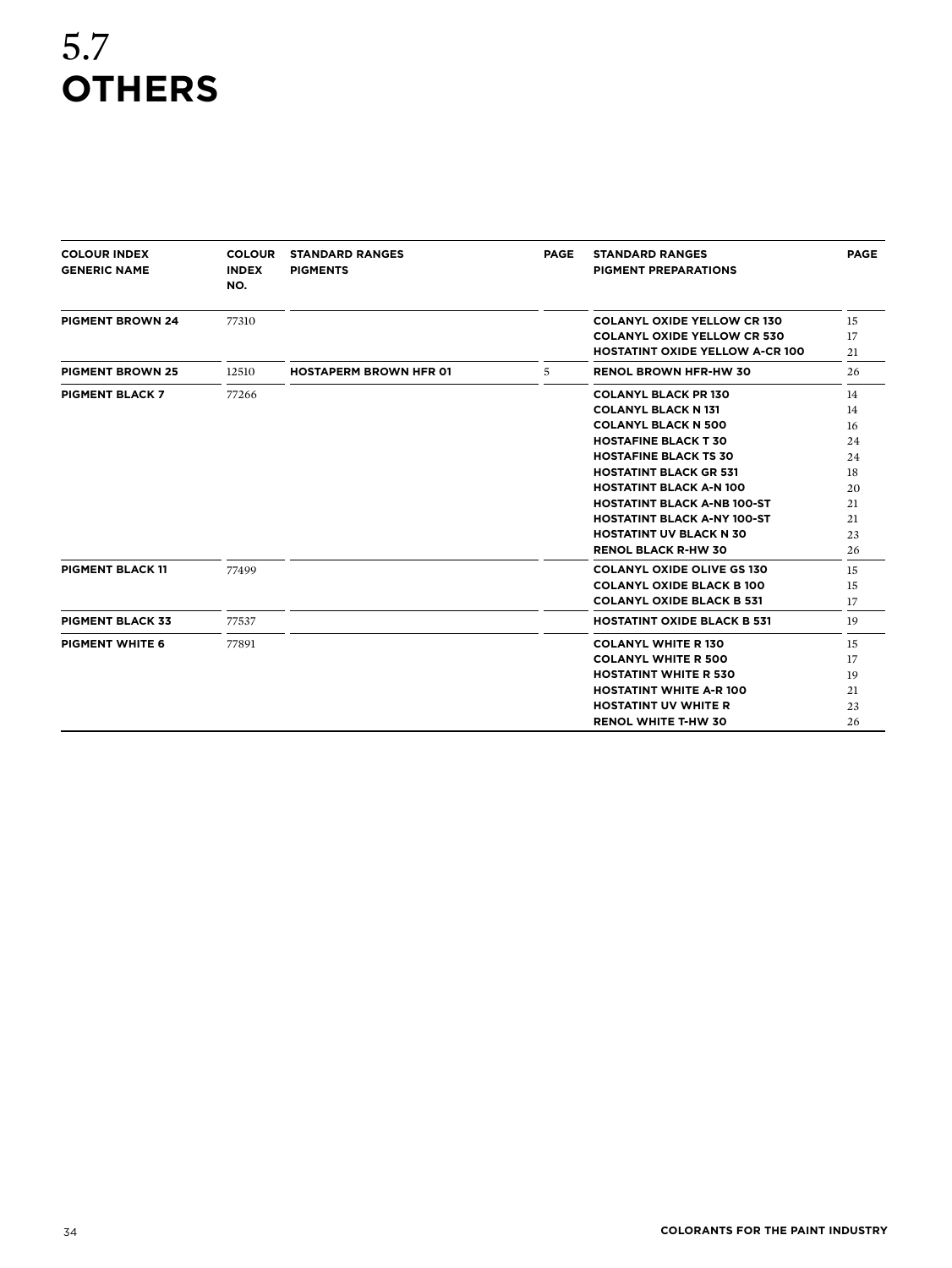# 5.7 OTHERS

| COLOUR INDEX GENERIC NAME | COLOUR INDEX NO. | STANDARD RANGES PIGMENTS | PAGE | STANDARD RANGES PIGMENT PREPARATIONS | PAGE |
|---|---|---|---|---|---|
| **PIGMENT BROWN 24** | 77310 | | | **COLANYL OXIDE YELLOW CR 130** | 15 |
| | | | | **COLANYL OXIDE YELLOW CR 530** | 17 |
| | | | | **HOSTATINT OXIDE YELLOW A-CR 100** | 21 |
| **PIGMENT BROWN 25** | 12510 | **HOSTAPERM BROWN HFR 01** | 5 | **RENOL BROWN HFR-HW 30** | 26 |
| **PIGMENT BLACK 7** | 77266 | | | **COLANYL BLACK PR 130** | 14 |
| | | | | **COLANYL BLACK N 131** | 14 |
| | | | | **COLANYL BLACK N 500** | 16 |
| | | | | **HOSTAFINE BLACK T 30** | 24 |
| | | | | **HOSTAFINE BLACK TS 30** | 24 |
| | | | | **HOSTATINT BLACK GR 531** | 18 |
| | | | | **HOSTATINT BLACK A-N 100** | 20 |
| | | | | **HOSTATINT BLACK A-NB 100-ST** | 21 |
| | | | | **HOSTATINT BLACK A-NY 100-ST** | 21 |
| | | | | **HOSTATINT UV BLACK N 30** | 23 |
| | | | | **RENOL BLACK R-HW 30** | 26 |
| **PIGMENT BLACK 11** | 77499 | | | **COLANYL OXIDE OLIVE GS 130** | 15 |
| | | | | **COLANYL OXIDE BLACK B 100** | 15 |
| | | | | **COLANYL OXIDE BLACK B 531** | 17 |
| **PIGMENT BLACK 33** | 77537 | | | **HOSTATINT OXIDE BLACK B 531** | 19 |
| **PIGMENT WHITE 6** | 77891 | | | **COLANYL WHITE R 130** | 15 |
| | | | | **COLANYL WHITE R 500** | 17 |
| | | | | **HOSTATINT WHITE R 530** | 19 |
| | | | | **HOSTATINT WHITE A-R 100** | 21 |
| | | | | **HOSTATINT UV WHITE R** | 23 |
| | | | | **RENOL WHITE T-HW 30** | 26 |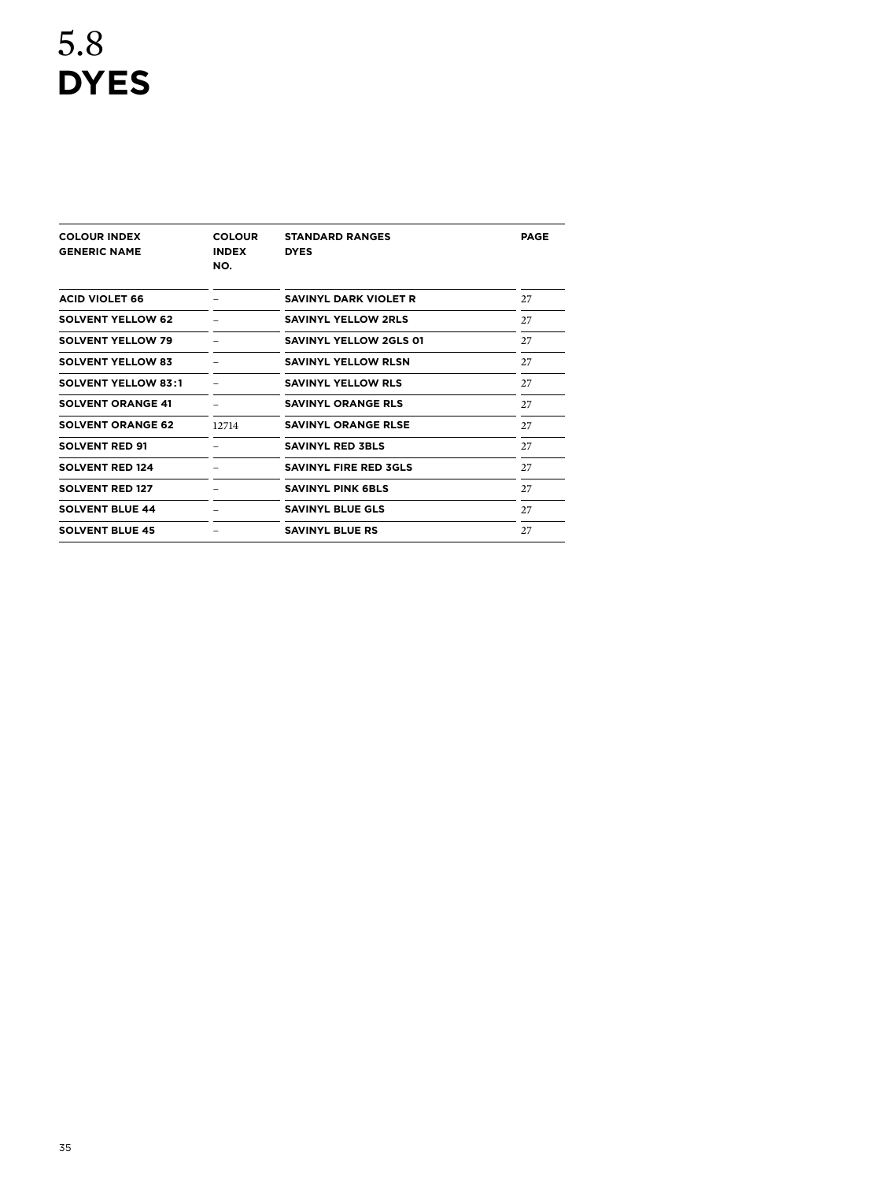# 5.8 DYES

| COLOUR INDEX GENERIC NAME | COLOUR INDEX NO. | STANDARD RANGES DYES | PAGE |
|---|---|---|---|
| ACID VIOLET 66 | – | SAVINYL DARK VIOLET R | 27 |
| SOLVENT YELLOW 62 | – | SAVINYL YELLOW 2RLS | 27 |
| SOLVENT YELLOW 79 | – | SAVINYL YELLOW 2GLS 01 | 27 |
| SOLVENT YELLOW 83 | – | SAVINYL YELLOW RLSN | 27 |
| SOLVENT YELLOW 83:1 | – | SAVINYL YELLOW RLS | 27 |
| SOLVENT ORANGE 41 | – | SAVINYL ORANGE RLS | 27 |
| SOLVENT ORANGE 62 | 12714 | SAVINYL ORANGE RLSE | 27 |
| SOLVENT RED 91 | – | SAVINYL RED 3BLS | 27 |
| SOLVENT RED 124 | – | SAVINYL FIRE RED 3GLS | 27 |
| SOLVENT RED 127 | – | SAVINYL PINK 6BLS | 27 |
| SOLVENT BLUE 44 | – | SAVINYL BLUE GLS | 27 |
| SOLVENT BLUE 45 | – | SAVINYL BLUE RS | 27 |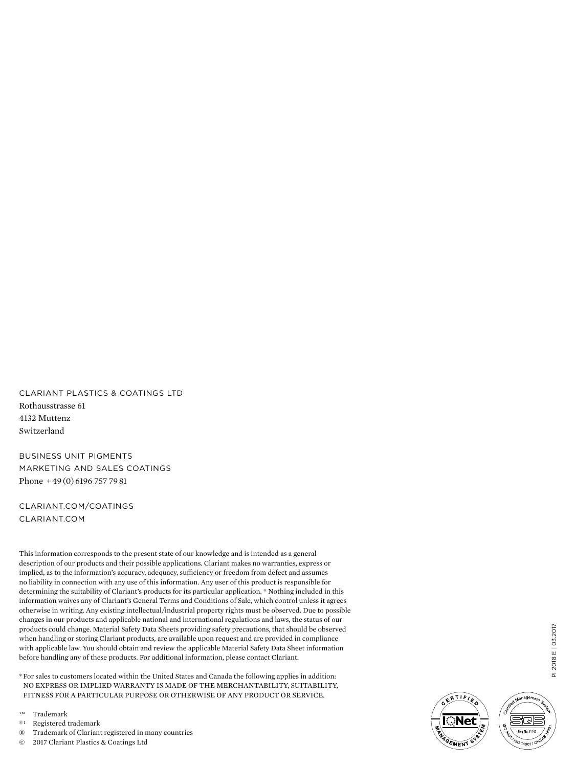CLARIANT PLASTICS & COATINGS LTD
Rothausstrasse 61
4132 Muttenz
Switzerland

BUSINESS UNIT PIGMENTS
MARKETING AND SALES COATINGS
Phone + 49 (0) 6196 757 79 81

CLARIANT.COM/COATINGS
CLARIANT.COM

This information corresponds to the present state of our knowledge and is intended as a general description of our products and their possible applications. Clariant makes no warranties, express or implied, as to the information's accuracy, adequacy, sufficiency or freedom from defect and assumes no liability in connection with any use of this information. Any user of this product is responsible for determining the suitability of Clariant's products for its particular application. * Nothing included in this information waives any of Clariant's General Terms and Conditions of Sale, which control unless it agrees otherwise in writing. Any existing intellectual/industrial property rights must be observed. Due to possible changes in our products and applicable national and international regulations and laws, the status of our products could change. Material Safety Data Sheets providing safety precautions, that should be observed when handling or storing Clariant products, are available upon request and are provided in compliance with applicable law. You should obtain and review the applicable Material Safety Data Sheet information before handling any of these products. For additional information, please contact Clariant.

* For sales to customers located within the United States and Canada the following applies in addition: NO EXPRESS OR IMPLIED WARRANTY IS MADE OF THE MERCHANTABILITY, SUITABILITY, FITNESS FOR A PARTICULAR PURPOSE OR OTHERWISE OF ANY PRODUCT OR SERVICE.

™ Trademark
®[1] Registered trademark
® Trademark of Clariant registered in many countries
© 2017 Clariant Plastics & Coatings Ltd

PI 2018 E | 03.2017